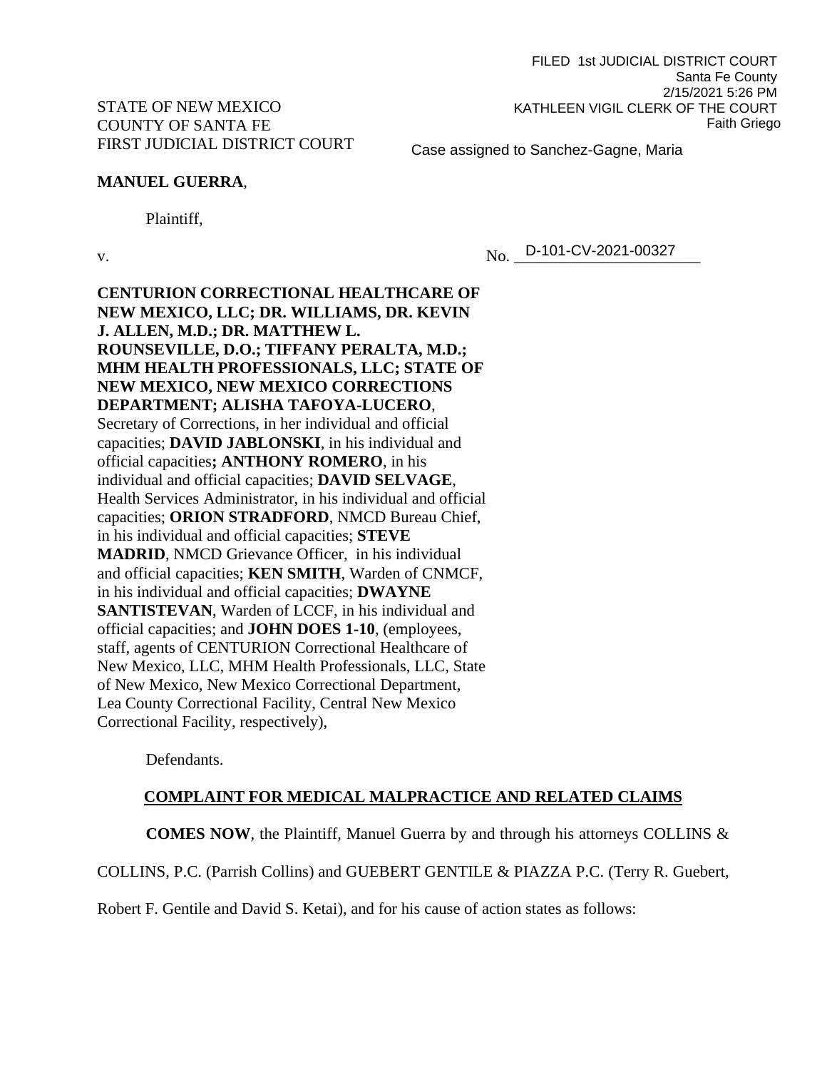FILED 1st JUDICIAL DISTRICT COURT
Santa Fe County
2/15/2021 5:26 PM
KATHLEEN VIGIL CLERK OF THE COURT
Faith Griego

STATE OF NEW MEXICO
COUNTY OF SANTA FE
FIRST JUDICIAL DISTRICT COURT

Case assigned to Sanchez-Gagne, Maria

**MANUEL GUERRA**,

Plaintiff,

v.

No. D-101-CV-2021-00327

**CENTURION CORRECTIONAL HEALTHCARE OF NEW MEXICO, LLC; DR. WILLIAMS, DR. KEVIN J. ALLEN, M.D.; DR. MATTHEW L. ROUNSEVILLE, D.O.; TIFFANY PERALTA, M.D.; MHM HEALTH PROFESSIONALS, LLC; STATE OF NEW MEXICO, NEW MEXICO CORRECTIONS DEPARTMENT; ALISHA TAFOYA-LUCERO**, Secretary of Corrections, in her individual and official capacities; **DAVID JABLONSKI**, in his individual and official capacities**; ANTHONY ROMERO**, in his individual and official capacities; **DAVID SELVAGE**, Health Services Administrator, in his individual and official capacities; **ORION STRADFORD**, NMCD Bureau Chief, in his individual and official capacities; **STEVE MADRID**, NMCD Grievance Officer, in his individual and official capacities; **KEN SMITH**, Warden of CNMCF, in his individual and official capacities; **DWAYNE SANTISTEVAN**, Warden of LCCF, in his individual and official capacities; and **JOHN DOES 1-10**, (employees, staff, agents of CENTURION Correctional Healthcare of New Mexico, LLC, MHM Health Professionals, LLC, State of New Mexico, New Mexico Correctional Department, Lea County Correctional Facility, Central New Mexico Correctional Facility, respectively),

Defendants.

## COMPLAINT FOR MEDICAL MALPRACTICE AND RELATED CLAIMS

**COMES NOW**, the Plaintiff, Manuel Guerra by and through his attorneys COLLINS & COLLINS, P.C. (Parrish Collins) and GUEBERT GENTILE & PIAZZA P.C. (Terry R. Guebert, Robert F. Gentile and David S. Ketai), and for his cause of action states as follows: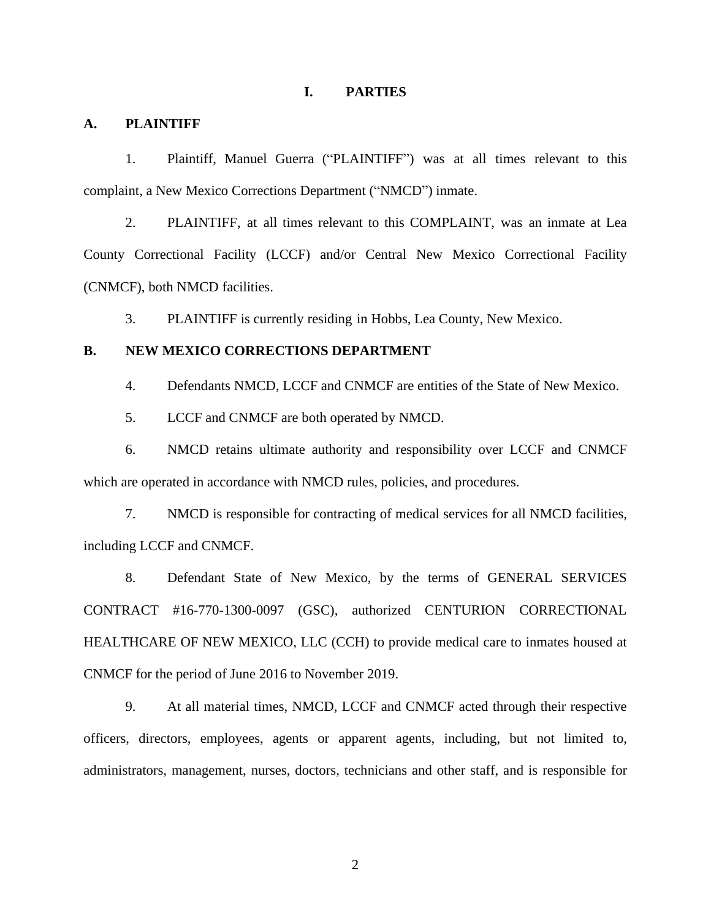## I. PARTIES

### A. PLAINTIFF

1. Plaintiff, Manuel Guerra ("PLAINTIFF") was at all times relevant to this complaint, a New Mexico Corrections Department ("NMCD") inmate.

2. PLAINTIFF, at all times relevant to this COMPLAINT, was an inmate at Lea County Correctional Facility (LCCF) and/or Central New Mexico Correctional Facility (CNMCF), both NMCD facilities.

3. PLAINTIFF is currently residing in Hobbs, Lea County, New Mexico.

### B. NEW MEXICO CORRECTIONS DEPARTMENT

4. Defendants NMCD, LCCF and CNMCF are entities of the State of New Mexico.

5. LCCF and CNMCF are both operated by NMCD.

6. NMCD retains ultimate authority and responsibility over LCCF and CNMCF which are operated in accordance with NMCD rules, policies, and procedures.

7. NMCD is responsible for contracting of medical services for all NMCD facilities, including LCCF and CNMCF.

8. Defendant State of New Mexico, by the terms of GENERAL SERVICES CONTRACT #16-770-1300-0097 (GSC), authorized CENTURION CORRECTIONAL HEALTHCARE OF NEW MEXICO, LLC (CCH) to provide medical care to inmates housed at CNMCF for the period of June 2016 to November 2019.

9. At all material times, NMCD, LCCF and CNMCF acted through their respective officers, directors, employees, agents or apparent agents, including, but not limited to, administrators, management, nurses, doctors, technicians and other staff, and is responsible for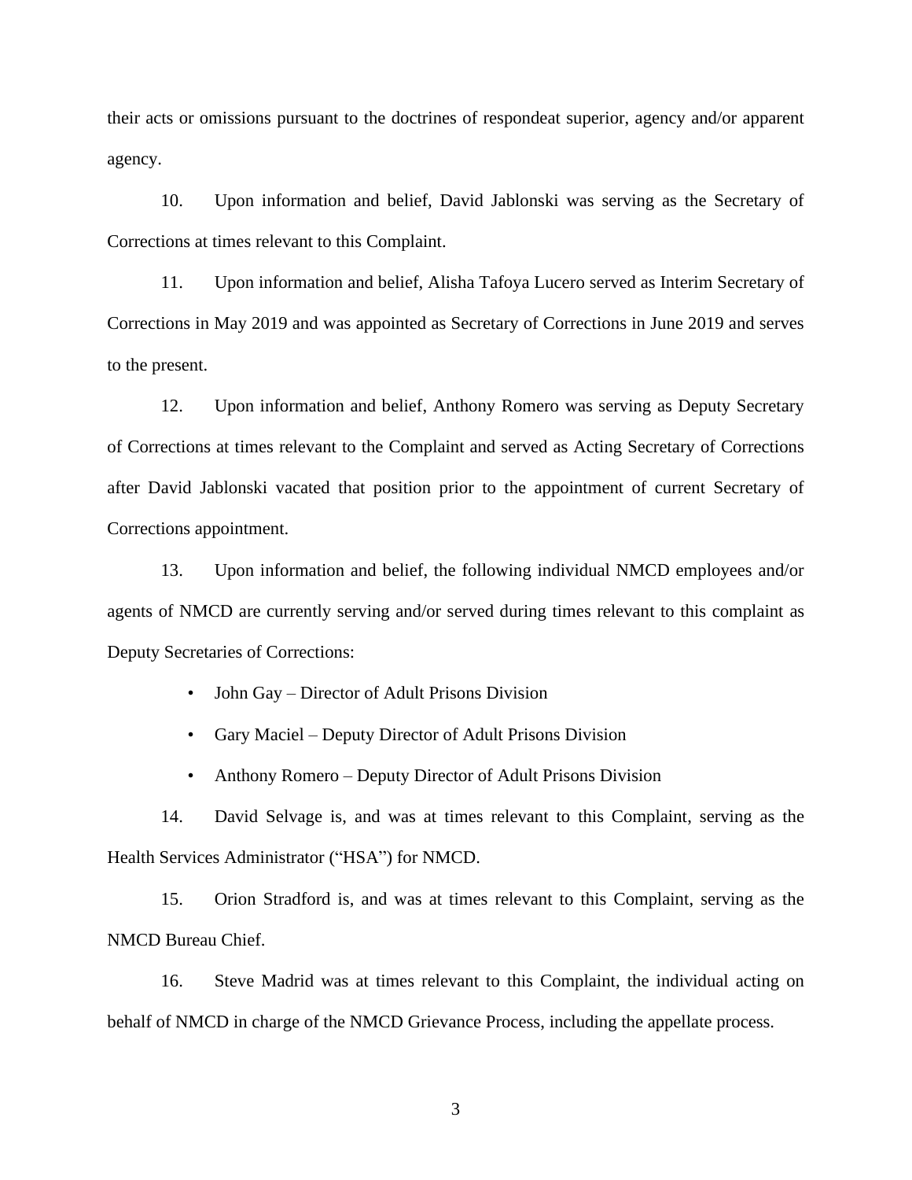their acts or omissions pursuant to the doctrines of respondeat superior, agency and/or apparent agency.

10. Upon information and belief, David Jablonski was serving as the Secretary of Corrections at times relevant to this Complaint.

11. Upon information and belief, Alisha Tafoya Lucero served as Interim Secretary of Corrections in May 2019 and was appointed as Secretary of Corrections in June 2019 and serves to the present.

12. Upon information and belief, Anthony Romero was serving as Deputy Secretary of Corrections at times relevant to the Complaint and served as Acting Secretary of Corrections after David Jablonski vacated that position prior to the appointment of current Secretary of Corrections appointment.

13. Upon information and belief, the following individual NMCD employees and/or agents of NMCD are currently serving and/or served during times relevant to this complaint as Deputy Secretaries of Corrections:

- John Gay – Director of Adult Prisons Division
- Gary Maciel – Deputy Director of Adult Prisons Division
- Anthony Romero – Deputy Director of Adult Prisons Division

14. David Selvage is, and was at times relevant to this Complaint, serving as the Health Services Administrator ("HSA") for NMCD.

15. Orion Stradford is, and was at times relevant to this Complaint, serving as the NMCD Bureau Chief.

16. Steve Madrid was at times relevant to this Complaint, the individual acting on behalf of NMCD in charge of the NMCD Grievance Process, including the appellate process.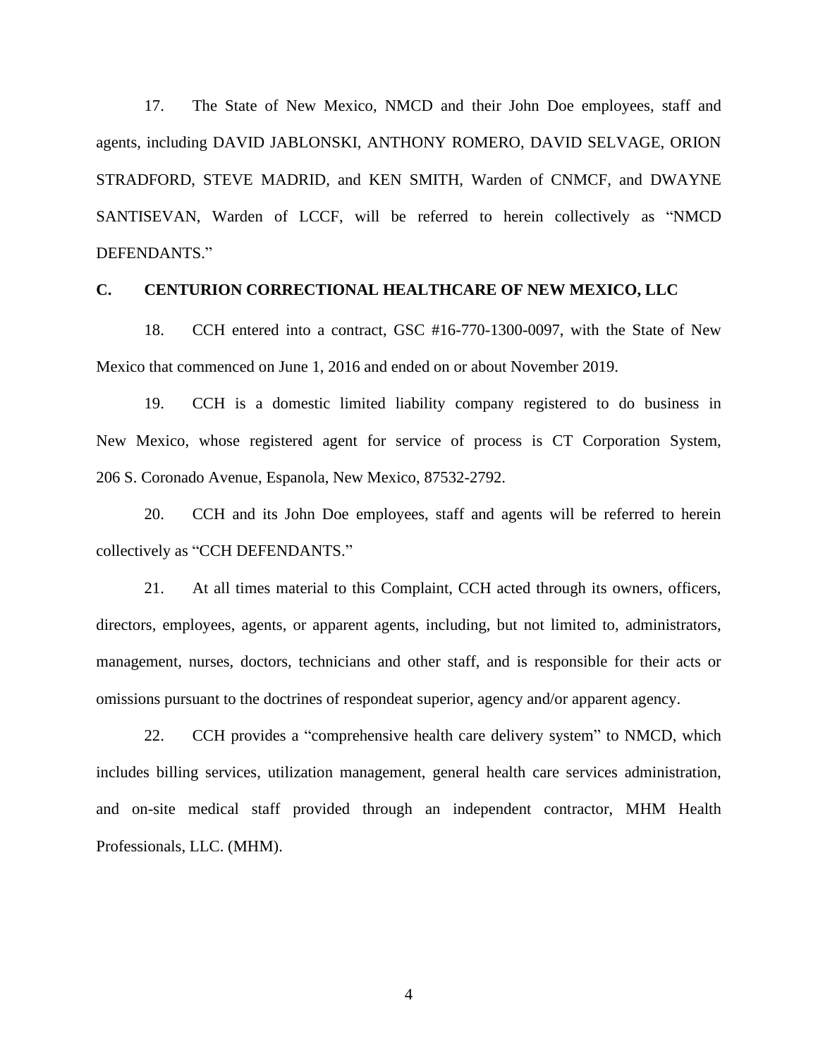17. The State of New Mexico, NMCD and their John Doe employees, staff and agents, including DAVID JABLONSKI, ANTHONY ROMERO, DAVID SELVAGE, ORION STRADFORD, STEVE MADRID, and KEN SMITH, Warden of CNMCF, and DWAYNE SANTISEVAN, Warden of LCCF, will be referred to herein collectively as "NMCD DEFENDANTS."

**C. CENTURION CORRECTIONAL HEALTHCARE OF NEW MEXICO, LLC**

18. CCH entered into a contract, GSC #16-770-1300-0097, with the State of New Mexico that commenced on June 1, 2016 and ended on or about November 2019.

19. CCH is a domestic limited liability company registered to do business in New Mexico, whose registered agent for service of process is CT Corporation System, 206 S. Coronado Avenue, Espanola, New Mexico, 87532-2792.

20. CCH and its John Doe employees, staff and agents will be referred to herein collectively as "CCH DEFENDANTS."

21. At all times material to this Complaint, CCH acted through its owners, officers, directors, employees, agents, or apparent agents, including, but not limited to, administrators, management, nurses, doctors, technicians and other staff, and is responsible for their acts or omissions pursuant to the doctrines of respondeat superior, agency and/or apparent agency.

22. CCH provides a "comprehensive health care delivery system" to NMCD, which includes billing services, utilization management, general health care services administration, and on-site medical staff provided through an independent contractor, MHM Health Professionals, LLC. (MHM).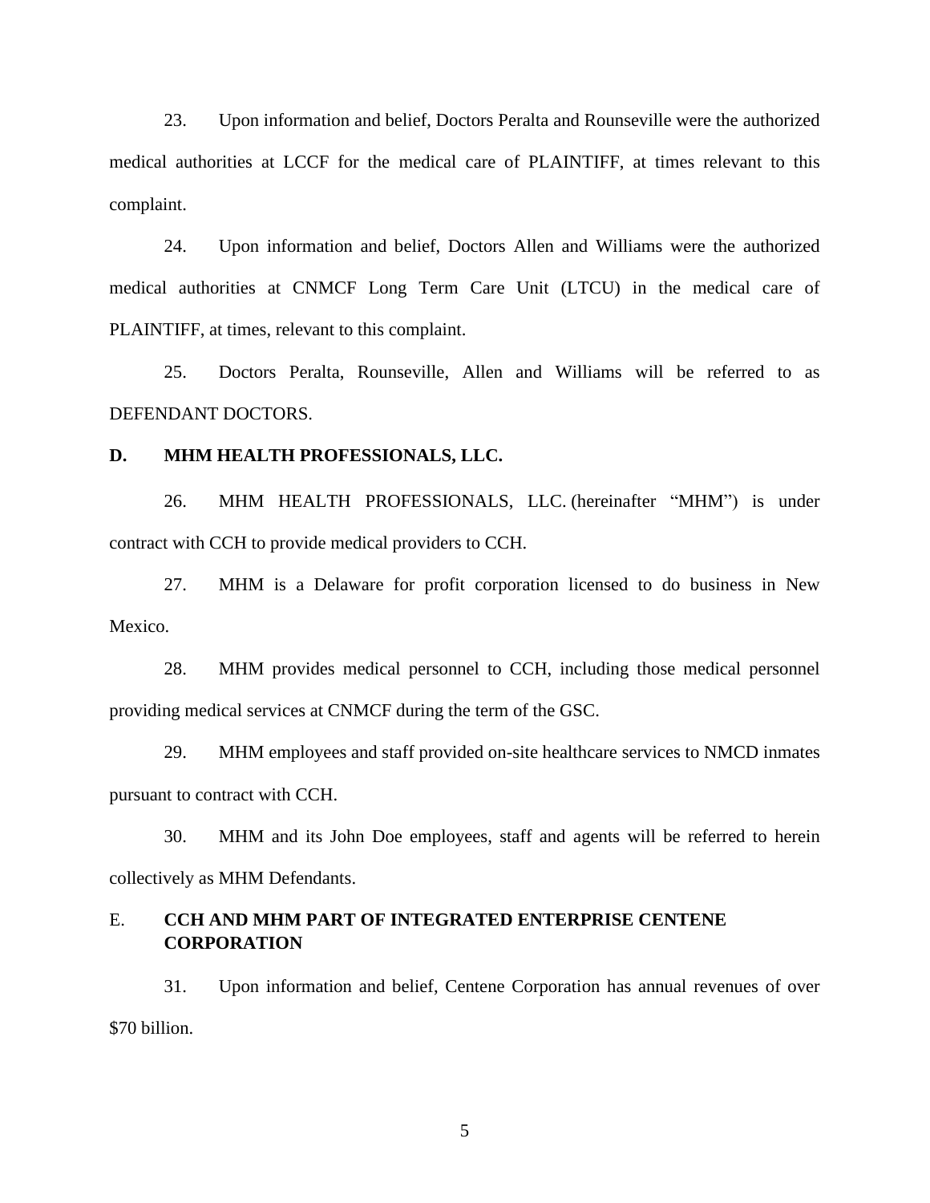23. Upon information and belief, Doctors Peralta and Rounseville were the authorized medical authorities at LCCF for the medical care of PLAINTIFF, at times relevant to this complaint.

24. Upon information and belief, Doctors Allen and Williams were the authorized medical authorities at CNMCF Long Term Care Unit (LTCU) in the medical care of PLAINTIFF, at times, relevant to this complaint.

25. Doctors Peralta, Rounseville, Allen and Williams will be referred to as DEFENDANT DOCTORS.

### D. MHM HEALTH PROFESSIONALS, LLC.

26. MHM HEALTH PROFESSIONALS, LLC. (hereinafter "MHM") is under contract with CCH to provide medical providers to CCH.

27. MHM is a Delaware for profit corporation licensed to do business in New Mexico.

28. MHM provides medical personnel to CCH, including those medical personnel providing medical services at CNMCF during the term of the GSC.

29. MHM employees and staff provided on-site healthcare services to NMCD inmates pursuant to contract with CCH.

30. MHM and its John Doe employees, staff and agents will be referred to herein collectively as MHM Defendants.

### E. CCH AND MHM PART OF INTEGRATED ENTERPRISE CENTENE CORPORATION

31. Upon information and belief, Centene Corporation has annual revenues of over $70 billion.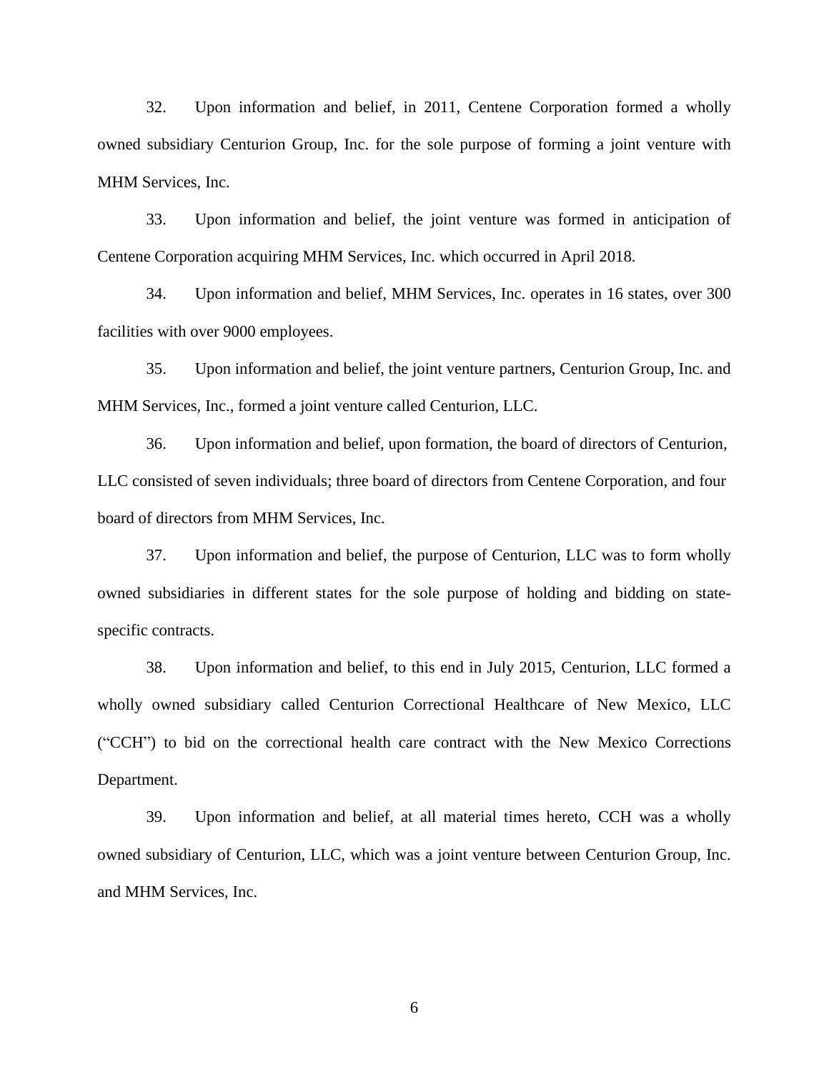32. Upon information and belief, in 2011, Centene Corporation formed a wholly owned subsidiary Centurion Group, Inc. for the sole purpose of forming a joint venture with MHM Services, Inc.

33. Upon information and belief, the joint venture was formed in anticipation of Centene Corporation acquiring MHM Services, Inc. which occurred in April 2018.

34. Upon information and belief, MHM Services, Inc. operates in 16 states, over 300 facilities with over 9000 employees.

35. Upon information and belief, the joint venture partners, Centurion Group, Inc. and MHM Services, Inc., formed a joint venture called Centurion, LLC.

36. Upon information and belief, upon formation, the board of directors of Centurion, LLC consisted of seven individuals; three board of directors from Centene Corporation, and four board of directors from MHM Services, Inc.

37. Upon information and belief, the purpose of Centurion, LLC was to form wholly owned subsidiaries in different states for the sole purpose of holding and bidding on state-specific contracts.

38. Upon information and belief, to this end in July 2015, Centurion, LLC formed a wholly owned subsidiary called Centurion Correctional Healthcare of New Mexico, LLC ("CCH") to bid on the correctional health care contract with the New Mexico Corrections Department.

39. Upon information and belief, at all material times hereto, CCH was a wholly owned subsidiary of Centurion, LLC, which was a joint venture between Centurion Group, Inc. and MHM Services, Inc.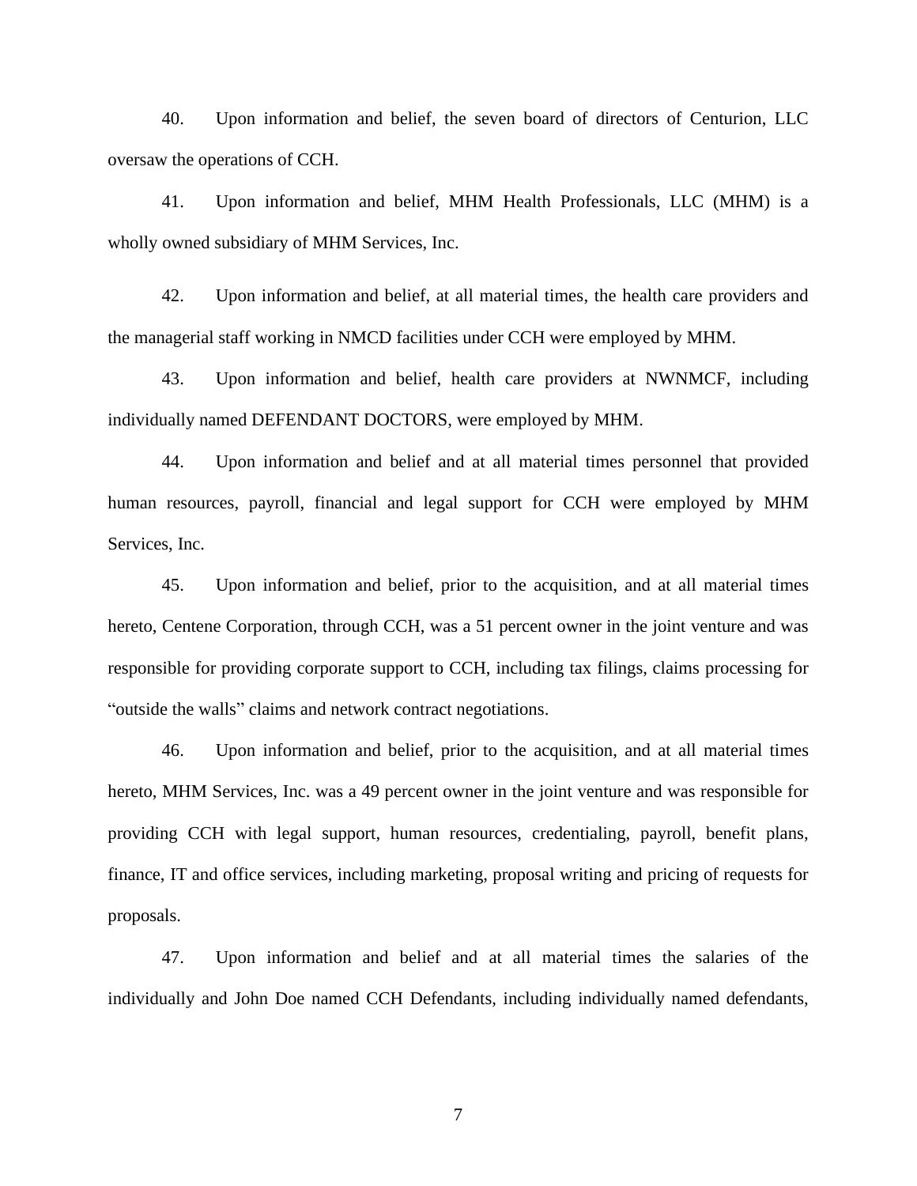40. Upon information and belief, the seven board of directors of Centurion, LLC oversaw the operations of CCH.

41. Upon information and belief, MHM Health Professionals, LLC (MHM) is a wholly owned subsidiary of MHM Services, Inc.

42. Upon information and belief, at all material times, the health care providers and the managerial staff working in NMCD facilities under CCH were employed by MHM.

43. Upon information and belief, health care providers at NWNMCF, including individually named DEFENDANT DOCTORS, were employed by MHM.

44. Upon information and belief and at all material times personnel that provided human resources, payroll, financial and legal support for CCH were employed by MHM Services, Inc.

45. Upon information and belief, prior to the acquisition, and at all material times hereto, Centene Corporation, through CCH, was a 51 percent owner in the joint venture and was responsible for providing corporate support to CCH, including tax filings, claims processing for "outside the walls" claims and network contract negotiations.

46. Upon information and belief, prior to the acquisition, and at all material times hereto, MHM Services, Inc. was a 49 percent owner in the joint venture and was responsible for providing CCH with legal support, human resources, credentialing, payroll, benefit plans, finance, IT and office services, including marketing, proposal writing and pricing of requests for proposals.

47. Upon information and belief and at all material times the salaries of the individually and John Doe named CCH Defendants, including individually named defendants,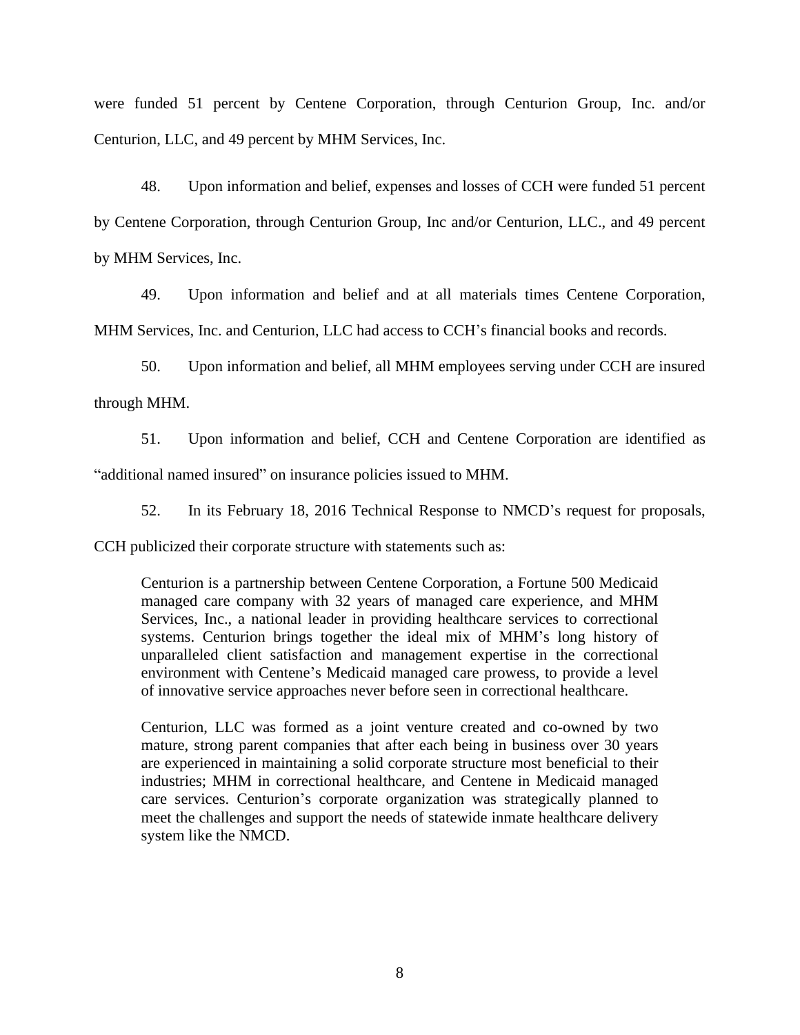were funded 51 percent by Centene Corporation, through Centurion Group, Inc. and/or Centurion, LLC, and 49 percent by MHM Services, Inc.

48. Upon information and belief, expenses and losses of CCH were funded 51 percent by Centene Corporation, through Centurion Group, Inc and/or Centurion, LLC., and 49 percent by MHM Services, Inc.

49. Upon information and belief and at all materials times Centene Corporation, MHM Services, Inc. and Centurion, LLC had access to CCH's financial books and records.

50. Upon information and belief, all MHM employees serving under CCH are insured through MHM.

51. Upon information and belief, CCH and Centene Corporation are identified as "additional named insured" on insurance policies issued to MHM.

52. In its February 18, 2016 Technical Response to NMCD's request for proposals, CCH publicized their corporate structure with statements such as:

> Centurion is a partnership between Centene Corporation, a Fortune 500 Medicaid managed care company with 32 years of managed care experience, and MHM Services, Inc., a national leader in providing healthcare services to correctional systems. Centurion brings together the ideal mix of MHM's long history of unparalleled client satisfaction and management expertise in the correctional environment with Centene's Medicaid managed care prowess, to provide a level of innovative service approaches never before seen in correctional healthcare.
>
> Centurion, LLC was formed as a joint venture created and co-owned by two mature, strong parent companies that after each being in business over 30 years are experienced in maintaining a solid corporate structure most beneficial to their industries; MHM in correctional healthcare, and Centene in Medicaid managed care services. Centurion's corporate organization was strategically planned to meet the challenges and support the needs of statewide inmate healthcare delivery system like the NMCD.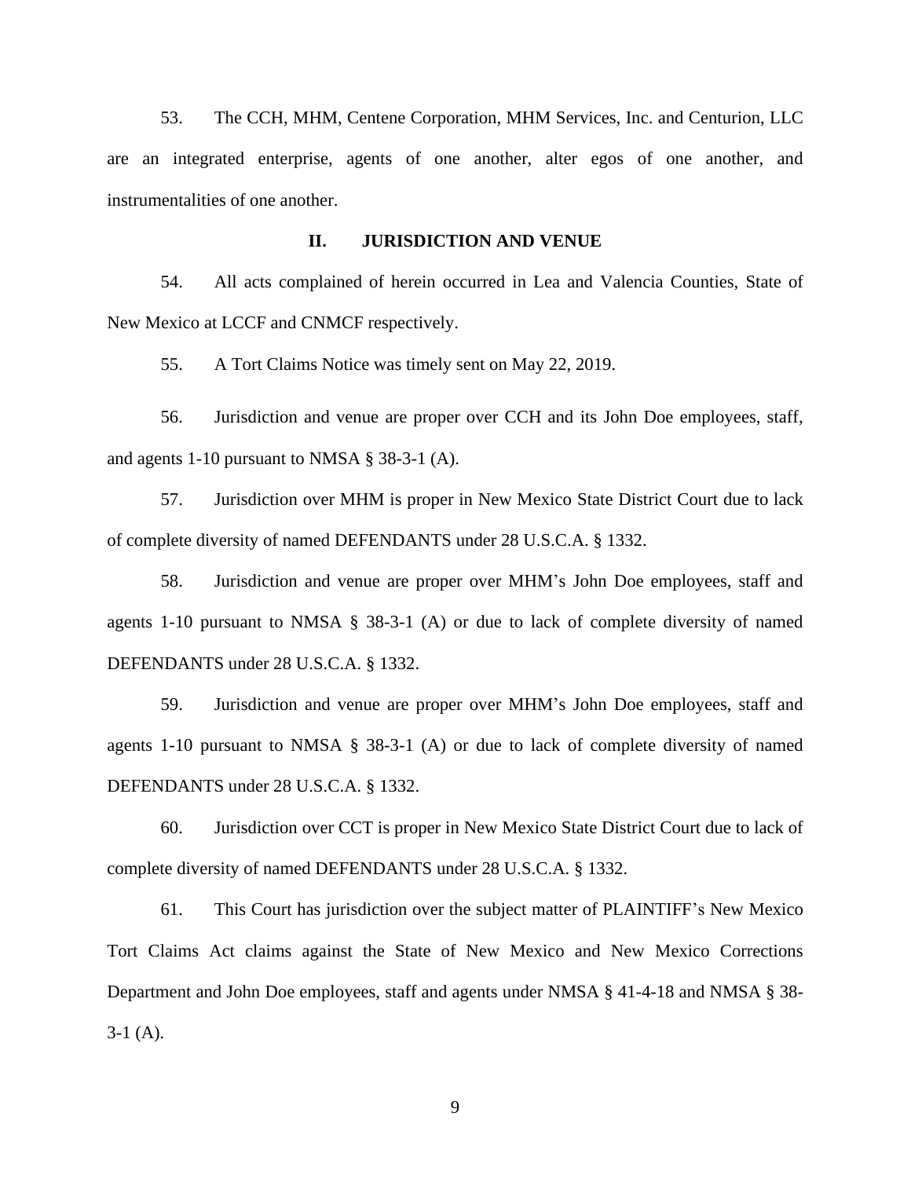53. The CCH, MHM, Centene Corporation, MHM Services, Inc. and Centurion, LLC are an integrated enterprise, agents of one another, alter egos of one another, and instrumentalities of one another.

## II. JURISDICTION AND VENUE

54. All acts complained of herein occurred in Lea and Valencia Counties, State of New Mexico at LCCF and CNMCF respectively.

55. A Tort Claims Notice was timely sent on May 22, 2019.

56. Jurisdiction and venue are proper over CCH and its John Doe employees, staff, and agents 1-10 pursuant to NMSA § 38-3-1 (A).

57. Jurisdiction over MHM is proper in New Mexico State District Court due to lack of complete diversity of named DEFENDANTS under 28 U.S.C.A. § 1332.

58. Jurisdiction and venue are proper over MHM's John Doe employees, staff and agents 1-10 pursuant to NMSA § 38-3-1 (A) or due to lack of complete diversity of named DEFENDANTS under 28 U.S.C.A. § 1332.

59. Jurisdiction and venue are proper over MHM's John Doe employees, staff and agents 1-10 pursuant to NMSA § 38-3-1 (A) or due to lack of complete diversity of named DEFENDANTS under 28 U.S.C.A. § 1332.

60. Jurisdiction over CCT is proper in New Mexico State District Court due to lack of complete diversity of named DEFENDANTS under 28 U.S.C.A. § 1332.

61. This Court has jurisdiction over the subject matter of PLAINTIFF's New Mexico Tort Claims Act claims against the State of New Mexico and New Mexico Corrections Department and John Doe employees, staff and agents under NMSA § 41-4-18 and NMSA § 38-3-1 (A).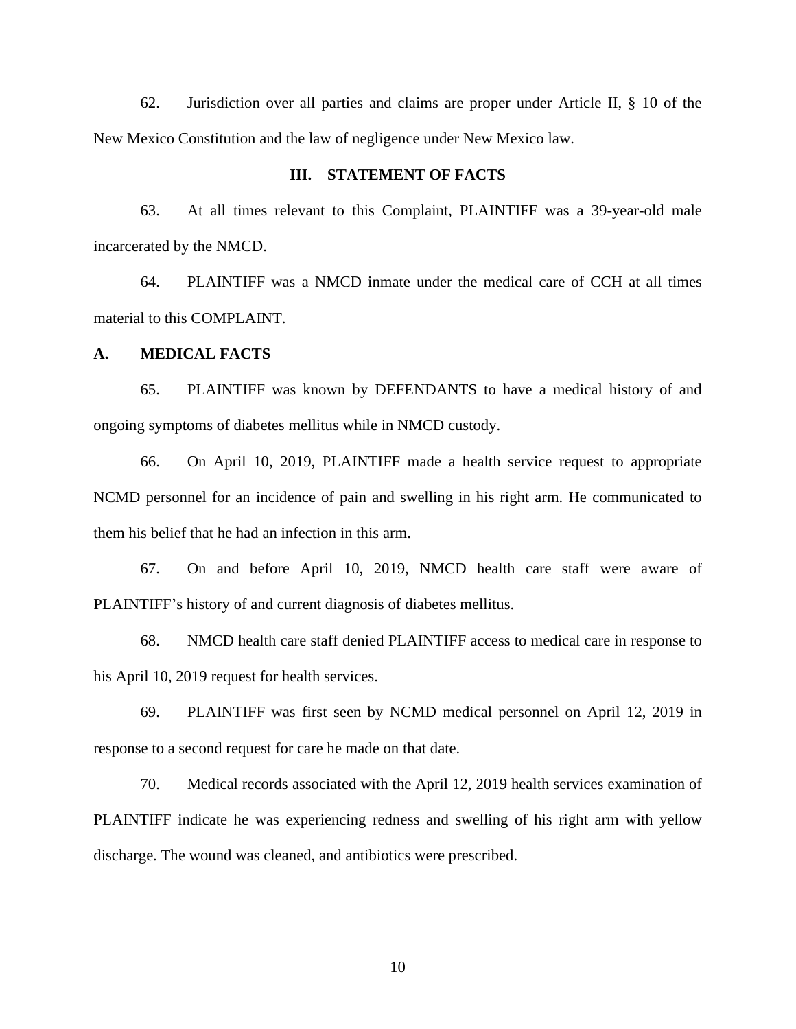62. Jurisdiction over all parties and claims are proper under Article II, § 10 of the New Mexico Constitution and the law of negligence under New Mexico law.

## III. STATEMENT OF FACTS

63. At all times relevant to this Complaint, PLAINTIFF was a 39-year-old male incarcerated by the NMCD.

64. PLAINTIFF was a NMCD inmate under the medical care of CCH at all times material to this COMPLAINT.

### A. MEDICAL FACTS

65. PLAINTIFF was known by DEFENDANTS to have a medical history of and ongoing symptoms of diabetes mellitus while in NMCD custody.

66. On April 10, 2019, PLAINTIFF made a health service request to appropriate NCMD personnel for an incidence of pain and swelling in his right arm. He communicated to them his belief that he had an infection in this arm.

67. On and before April 10, 2019, NMCD health care staff were aware of PLAINTIFF's history of and current diagnosis of diabetes mellitus.

68. NMCD health care staff denied PLAINTIFF access to medical care in response to his April 10, 2019 request for health services.

69. PLAINTIFF was first seen by NCMD medical personnel on April 12, 2019 in response to a second request for care he made on that date.

70. Medical records associated with the April 12, 2019 health services examination of PLAINTIFF indicate he was experiencing redness and swelling of his right arm with yellow discharge. The wound was cleaned, and antibiotics were prescribed.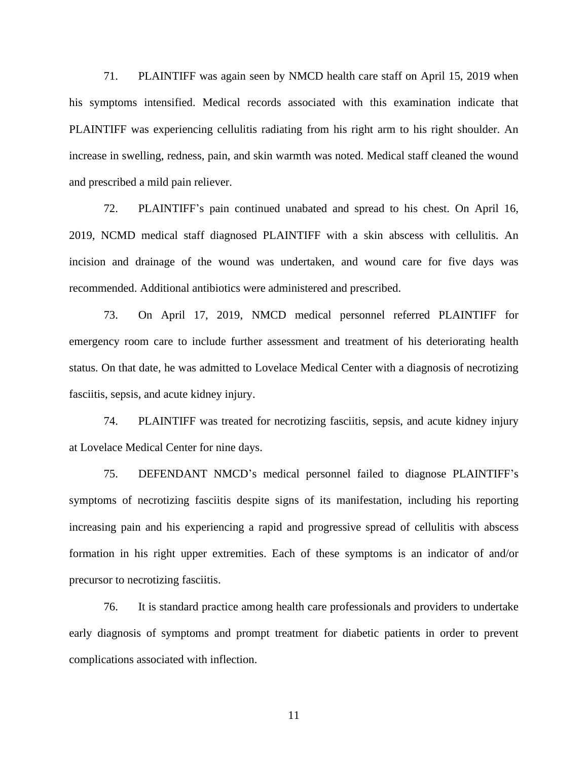71. PLAINTIFF was again seen by NMCD health care staff on April 15, 2019 when his symptoms intensified. Medical records associated with this examination indicate that PLAINTIFF was experiencing cellulitis radiating from his right arm to his right shoulder. An increase in swelling, redness, pain, and skin warmth was noted. Medical staff cleaned the wound and prescribed a mild pain reliever.

72. PLAINTIFF's pain continued unabated and spread to his chest. On April 16, 2019, NCMD medical staff diagnosed PLAINTIFF with a skin abscess with cellulitis. An incision and drainage of the wound was undertaken, and wound care for five days was recommended. Additional antibiotics were administered and prescribed.

73. On April 17, 2019, NMCD medical personnel referred PLAINTIFF for emergency room care to include further assessment and treatment of his deteriorating health status. On that date, he was admitted to Lovelace Medical Center with a diagnosis of necrotizing fasciitis, sepsis, and acute kidney injury.

74. PLAINTIFF was treated for necrotizing fasciitis, sepsis, and acute kidney injury at Lovelace Medical Center for nine days.

75. DEFENDANT NMCD's medical personnel failed to diagnose PLAINTIFF's symptoms of necrotizing fasciitis despite signs of its manifestation, including his reporting increasing pain and his experiencing a rapid and progressive spread of cellulitis with abscess formation in his right upper extremities. Each of these symptoms is an indicator of and/or precursor to necrotizing fasciitis.

76. It is standard practice among health care professionals and providers to undertake early diagnosis of symptoms and prompt treatment for diabetic patients in order to prevent complications associated with inflection.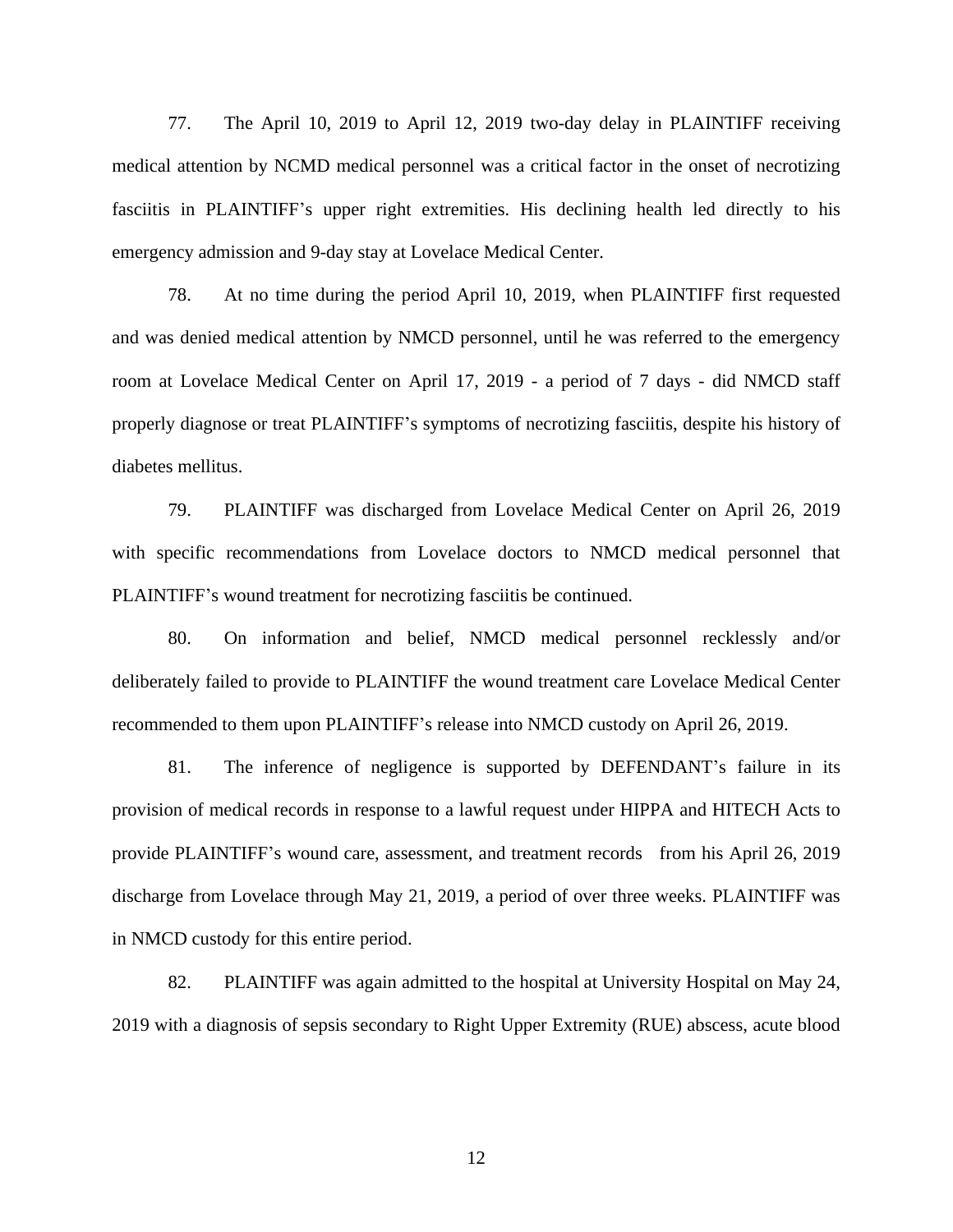77. The April 10, 2019 to April 12, 2019 two-day delay in PLAINTIFF receiving medical attention by NCMD medical personnel was a critical factor in the onset of necrotizing fasciitis in PLAINTIFF's upper right extremities. His declining health led directly to his emergency admission and 9-day stay at Lovelace Medical Center.

78. At no time during the period April 10, 2019, when PLAINTIFF first requested and was denied medical attention by NMCD personnel, until he was referred to the emergency room at Lovelace Medical Center on April 17, 2019 - a period of 7 days - did NMCD staff properly diagnose or treat PLAINTIFF's symptoms of necrotizing fasciitis, despite his history of diabetes mellitus.

79. PLAINTIFF was discharged from Lovelace Medical Center on April 26, 2019 with specific recommendations from Lovelace doctors to NMCD medical personnel that PLAINTIFF's wound treatment for necrotizing fasciitis be continued.

80. On information and belief, NMCD medical personnel recklessly and/or deliberately failed to provide to PLAINTIFF the wound treatment care Lovelace Medical Center recommended to them upon PLAINTIFF's release into NMCD custody on April 26, 2019.

81. The inference of negligence is supported by DEFENDANT's failure in its provision of medical records in response to a lawful request under HIPPA and HITECH Acts to provide PLAINTIFF's wound care, assessment, and treatment records from his April 26, 2019 discharge from Lovelace through May 21, 2019, a period of over three weeks. PLAINTIFF was in NMCD custody for this entire period.

82. PLAINTIFF was again admitted to the hospital at University Hospital on May 24, 2019 with a diagnosis of sepsis secondary to Right Upper Extremity (RUE) abscess, acute blood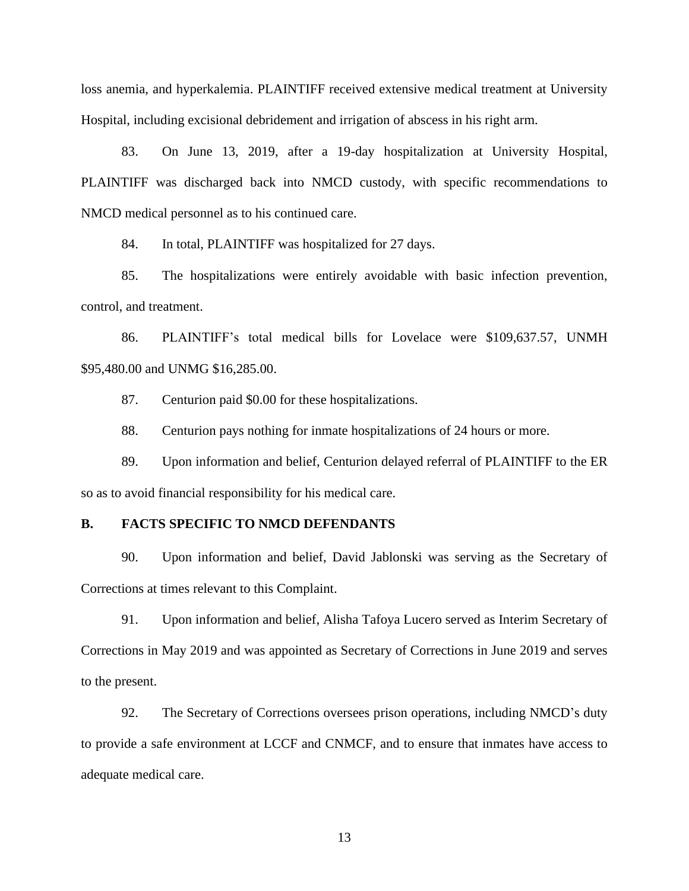loss anemia, and hyperkalemia. PLAINTIFF received extensive medical treatment at University Hospital, including excisional debridement and irrigation of abscess in his right arm.

83. On June 13, 2019, after a 19-day hospitalization at University Hospital, PLAINTIFF was discharged back into NMCD custody, with specific recommendations to NMCD medical personnel as to his continued care.

84. In total, PLAINTIFF was hospitalized for 27 days.

85. The hospitalizations were entirely avoidable with basic infection prevention, control, and treatment.

86. PLAINTIFF's total medical bills for Lovelace were $109,637.57, UNMH $95,480.00 and UNMG $16,285.00.

87. Centurion paid $0.00 for these hospitalizations.

88. Centurion pays nothing for inmate hospitalizations of 24 hours or more.

89. Upon information and belief, Centurion delayed referral of PLAINTIFF to the ER so as to avoid financial responsibility for his medical care.

## B. FACTS SPECIFIC TO NMCD DEFENDANTS

90. Upon information and belief, David Jablonski was serving as the Secretary of Corrections at times relevant to this Complaint.

91. Upon information and belief, Alisha Tafoya Lucero served as Interim Secretary of Corrections in May 2019 and was appointed as Secretary of Corrections in June 2019 and serves to the present.

92. The Secretary of Corrections oversees prison operations, including NMCD's duty to provide a safe environment at LCCF and CNMCF, and to ensure that inmates have access to adequate medical care.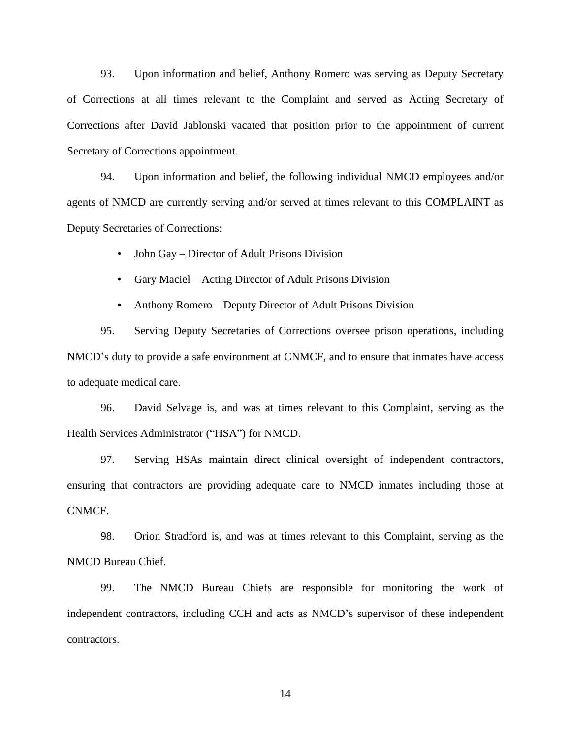93. Upon information and belief, Anthony Romero was serving as Deputy Secretary of Corrections at all times relevant to the Complaint and served as Acting Secretary of Corrections after David Jablonski vacated that position prior to the appointment of current Secretary of Corrections appointment.

94. Upon information and belief, the following individual NMCD employees and/or agents of NMCD are currently serving and/or served at times relevant to this COMPLAINT as Deputy Secretaries of Corrections:

- John Gay – Director of Adult Prisons Division
- Gary Maciel – Acting Director of Adult Prisons Division
- Anthony Romero – Deputy Director of Adult Prisons Division

95. Serving Deputy Secretaries of Corrections oversee prison operations, including NMCD's duty to provide a safe environment at CNMCF, and to ensure that inmates have access to adequate medical care.

96. David Selvage is, and was at times relevant to this Complaint, serving as the Health Services Administrator ("HSA") for NMCD.

97. Serving HSAs maintain direct clinical oversight of independent contractors, ensuring that contractors are providing adequate care to NMCD inmates including those at CNMCF.

98. Orion Stradford is, and was at times relevant to this Complaint, serving as the NMCD Bureau Chief.

99. The NMCD Bureau Chiefs are responsible for monitoring the work of independent contractors, including CCH and acts as NMCD's supervisor of these independent contractors.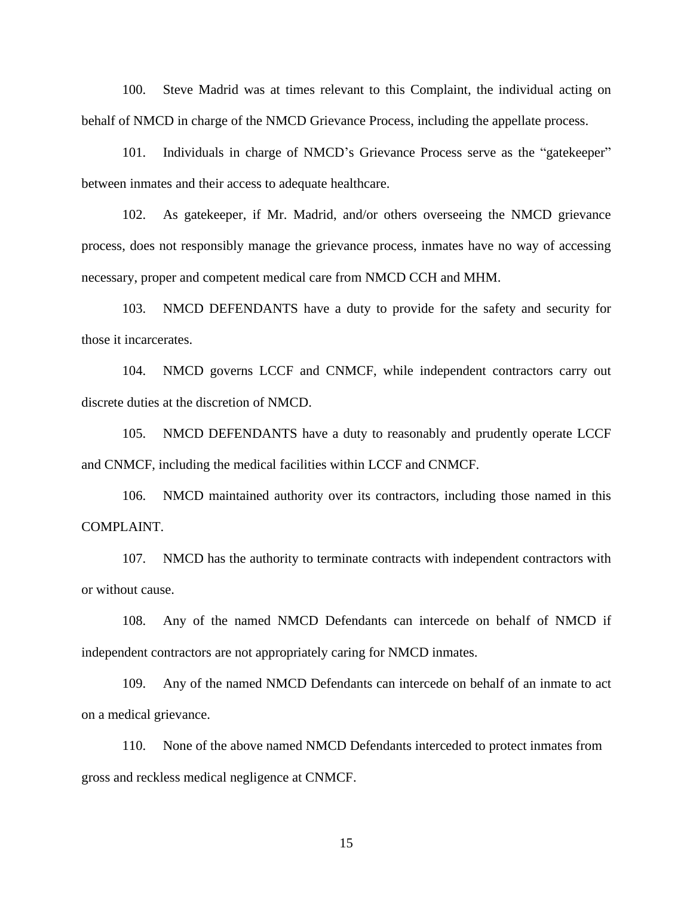100. Steve Madrid was at times relevant to this Complaint, the individual acting on behalf of NMCD in charge of the NMCD Grievance Process, including the appellate process.

101. Individuals in charge of NMCD's Grievance Process serve as the "gatekeeper" between inmates and their access to adequate healthcare.

102. As gatekeeper, if Mr. Madrid, and/or others overseeing the NMCD grievance process, does not responsibly manage the grievance process, inmates have no way of accessing necessary, proper and competent medical care from NMCD CCH and MHM.

103. NMCD DEFENDANTS have a duty to provide for the safety and security for those it incarcerates.

104. NMCD governs LCCF and CNMCF, while independent contractors carry out discrete duties at the discretion of NMCD.

105. NMCD DEFENDANTS have a duty to reasonably and prudently operate LCCF and CNMCF, including the medical facilities within LCCF and CNMCF.

106. NMCD maintained authority over its contractors, including those named in this COMPLAINT.

107. NMCD has the authority to terminate contracts with independent contractors with or without cause.

108. Any of the named NMCD Defendants can intercede on behalf of NMCD if independent contractors are not appropriately caring for NMCD inmates.

109. Any of the named NMCD Defendants can intercede on behalf of an inmate to act on a medical grievance.

110. None of the above named NMCD Defendants interceded to protect inmates from gross and reckless medical negligence at CNMCF.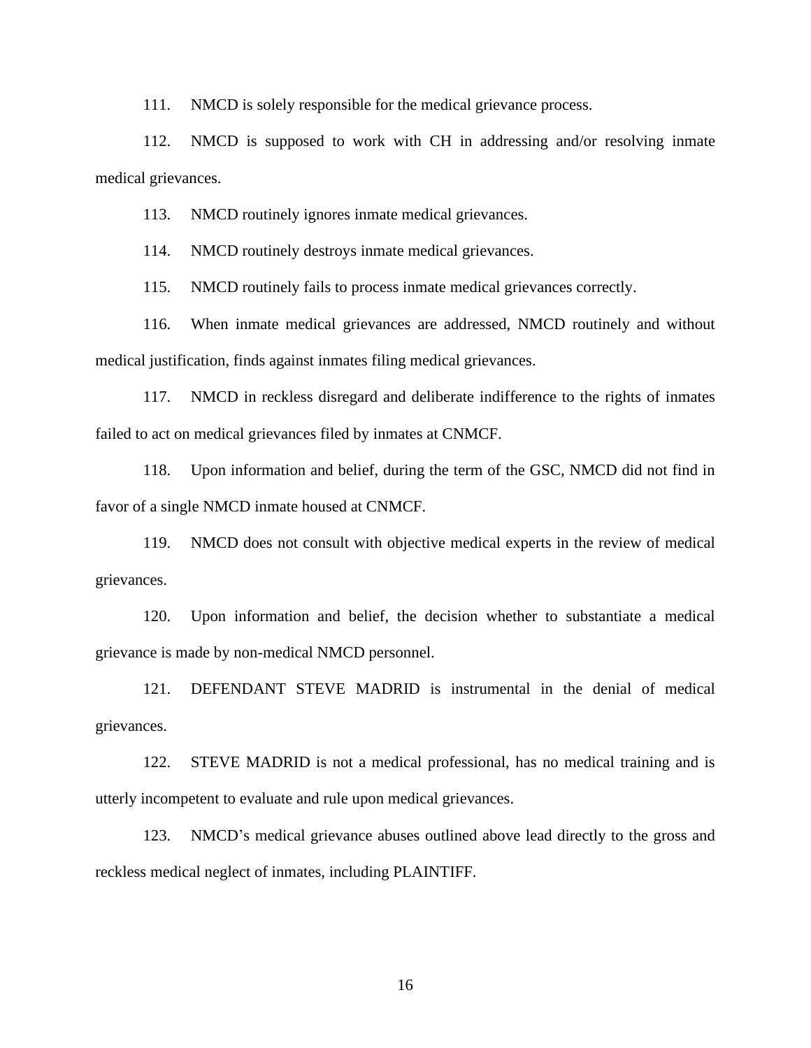111. NMCD is solely responsible for the medical grievance process.

112. NMCD is supposed to work with CH in addressing and/or resolving inmate medical grievances.

113. NMCD routinely ignores inmate medical grievances.

114. NMCD routinely destroys inmate medical grievances.

115. NMCD routinely fails to process inmate medical grievances correctly.

116. When inmate medical grievances are addressed, NMCD routinely and without medical justification, finds against inmates filing medical grievances.

117. NMCD in reckless disregard and deliberate indifference to the rights of inmates failed to act on medical grievances filed by inmates at CNMCF.

118. Upon information and belief, during the term of the GSC, NMCD did not find in favor of a single NMCD inmate housed at CNMCF.

119. NMCD does not consult with objective medical experts in the review of medical grievances.

120. Upon information and belief, the decision whether to substantiate a medical grievance is made by non-medical NMCD personnel.

121. DEFENDANT STEVE MADRID is instrumental in the denial of medical grievances.

122. STEVE MADRID is not a medical professional, has no medical training and is utterly incompetent to evaluate and rule upon medical grievances.

123. NMCD's medical grievance abuses outlined above lead directly to the gross and reckless medical neglect of inmates, including PLAINTIFF.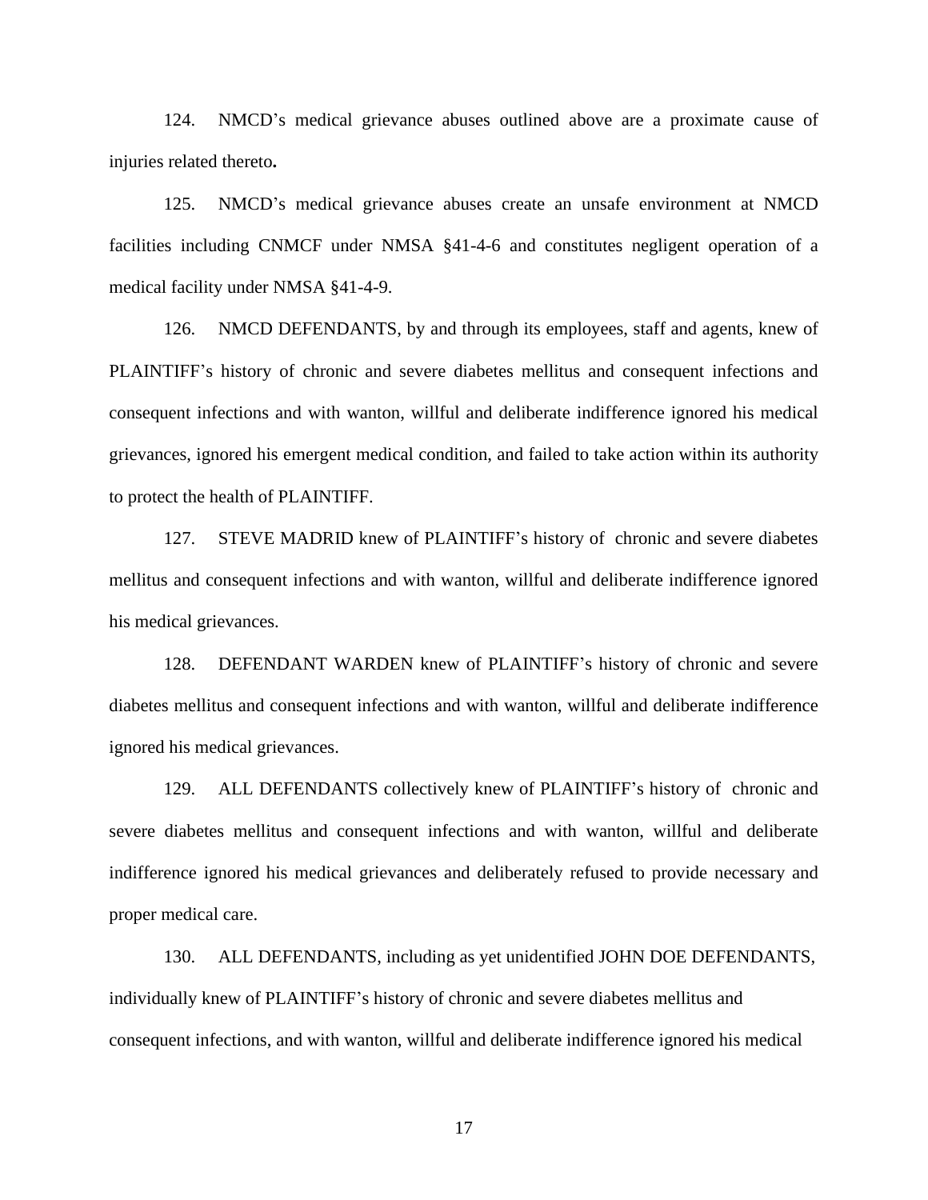124. NMCD's medical grievance abuses outlined above are a proximate cause of injuries related thereto**.**

125. NMCD's medical grievance abuses create an unsafe environment at NMCD facilities including CNMCF under NMSA §41-4-6 and constitutes negligent operation of a medical facility under NMSA §41-4-9.

126. NMCD DEFENDANTS, by and through its employees, staff and agents, knew of PLAINTIFF's history of chronic and severe diabetes mellitus and consequent infections and consequent infections and with wanton, willful and deliberate indifference ignored his medical grievances, ignored his emergent medical condition, and failed to take action within its authority to protect the health of PLAINTIFF.

127. STEVE MADRID knew of PLAINTIFF's history of chronic and severe diabetes mellitus and consequent infections and with wanton, willful and deliberate indifference ignored his medical grievances.

128. DEFENDANT WARDEN knew of PLAINTIFF's history of chronic and severe diabetes mellitus and consequent infections and with wanton, willful and deliberate indifference ignored his medical grievances.

129. ALL DEFENDANTS collectively knew of PLAINTIFF's history of chronic and severe diabetes mellitus and consequent infections and with wanton, willful and deliberate indifference ignored his medical grievances and deliberately refused to provide necessary and proper medical care.

130. ALL DEFENDANTS, including as yet unidentified JOHN DOE DEFENDANTS, individually knew of PLAINTIFF's history of chronic and severe diabetes mellitus and consequent infections, and with wanton, willful and deliberate indifference ignored his medical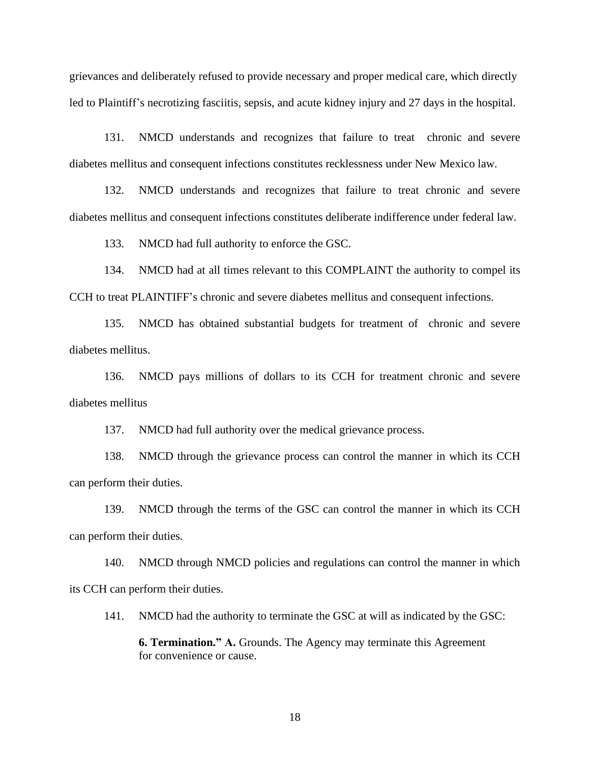grievances and deliberately refused to provide necessary and proper medical care, which directly led to Plaintiff's necrotizing fasciitis, sepsis, and acute kidney injury and 27 days in the hospital.

131. NMCD understands and recognizes that failure to treat chronic and severe diabetes mellitus and consequent infections constitutes recklessness under New Mexico law.

132. NMCD understands and recognizes that failure to treat chronic and severe diabetes mellitus and consequent infections constitutes deliberate indifference under federal law.

133. NMCD had full authority to enforce the GSC.

134. NMCD had at all times relevant to this COMPLAINT the authority to compel its CCH to treat PLAINTIFF's chronic and severe diabetes mellitus and consequent infections.

135. NMCD has obtained substantial budgets for treatment of chronic and severe diabetes mellitus.

136. NMCD pays millions of dollars to its CCH for treatment chronic and severe diabetes mellitus

137. NMCD had full authority over the medical grievance process.

138. NMCD through the grievance process can control the manner in which its CCH can perform their duties.

139. NMCD through the terms of the GSC can control the manner in which its CCH can perform their duties.

140. NMCD through NMCD policies and regulations can control the manner in which its CCH can perform their duties.

141. NMCD had the authority to terminate the GSC at will as indicated by the GSC:

> **6. Termination." A.** Grounds. The Agency may terminate this Agreement for convenience or cause.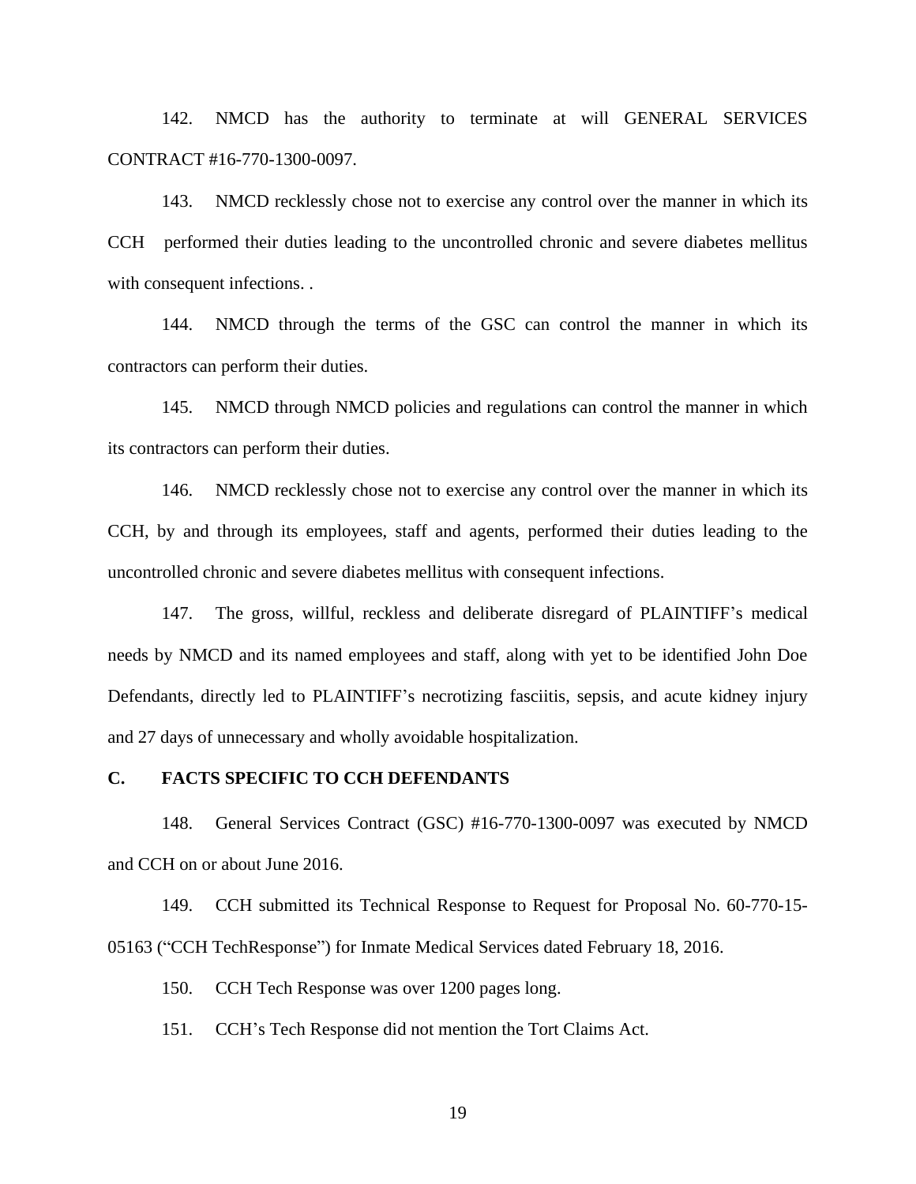142. NMCD has the authority to terminate at will GENERAL SERVICES CONTRACT #16-770-1300-0097.

143. NMCD recklessly chose not to exercise any control over the manner in which its CCH performed their duties leading to the uncontrolled chronic and severe diabetes mellitus with consequent infections. .

144. NMCD through the terms of the GSC can control the manner in which its contractors can perform their duties.

145. NMCD through NMCD policies and regulations can control the manner in which its contractors can perform their duties.

146. NMCD recklessly chose not to exercise any control over the manner in which its CCH, by and through its employees, staff and agents, performed their duties leading to the uncontrolled chronic and severe diabetes mellitus with consequent infections.

147. The gross, willful, reckless and deliberate disregard of PLAINTIFF's medical needs by NMCD and its named employees and staff, along with yet to be identified John Doe Defendants, directly led to PLAINTIFF's necrotizing fasciitis, sepsis, and acute kidney injury and 27 days of unnecessary and wholly avoidable hospitalization.

**C. FACTS SPECIFIC TO CCH DEFENDANTS**

148. General Services Contract (GSC) #16-770-1300-0097 was executed by NMCD and CCH on or about June 2016.

149. CCH submitted its Technical Response to Request for Proposal No. 60-770-15-05163 ("CCH TechResponse") for Inmate Medical Services dated February 18, 2016.

150. CCH Tech Response was over 1200 pages long.

151. CCH's Tech Response did not mention the Tort Claims Act.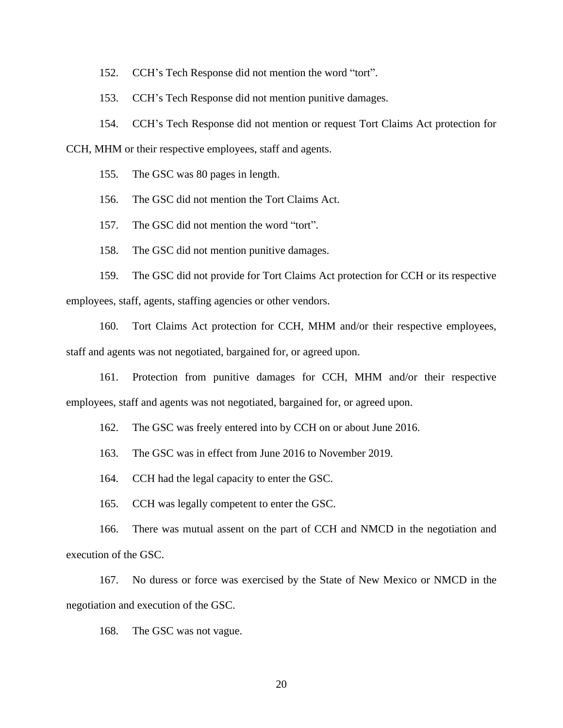152. CCH's Tech Response did not mention the word "tort".

153. CCH's Tech Response did not mention punitive damages.

154. CCH's Tech Response did not mention or request Tort Claims Act protection for CCH, MHM or their respective employees, staff and agents.

155. The GSC was 80 pages in length.

156. The GSC did not mention the Tort Claims Act.

157. The GSC did not mention the word "tort".

158. The GSC did not mention punitive damages.

159. The GSC did not provide for Tort Claims Act protection for CCH or its respective employees, staff, agents, staffing agencies or other vendors.

160. Tort Claims Act protection for CCH, MHM and/or their respective employees, staff and agents was not negotiated, bargained for, or agreed upon.

161. Protection from punitive damages for CCH, MHM and/or their respective employees, staff and agents was not negotiated, bargained for, or agreed upon.

162. The GSC was freely entered into by CCH on or about June 2016.

163. The GSC was in effect from June 2016 to November 2019.

164. CCH had the legal capacity to enter the GSC.

165. CCH was legally competent to enter the GSC.

166. There was mutual assent on the part of CCH and NMCD in the negotiation and execution of the GSC.

167. No duress or force was exercised by the State of New Mexico or NMCD in the negotiation and execution of the GSC.

168. The GSC was not vague.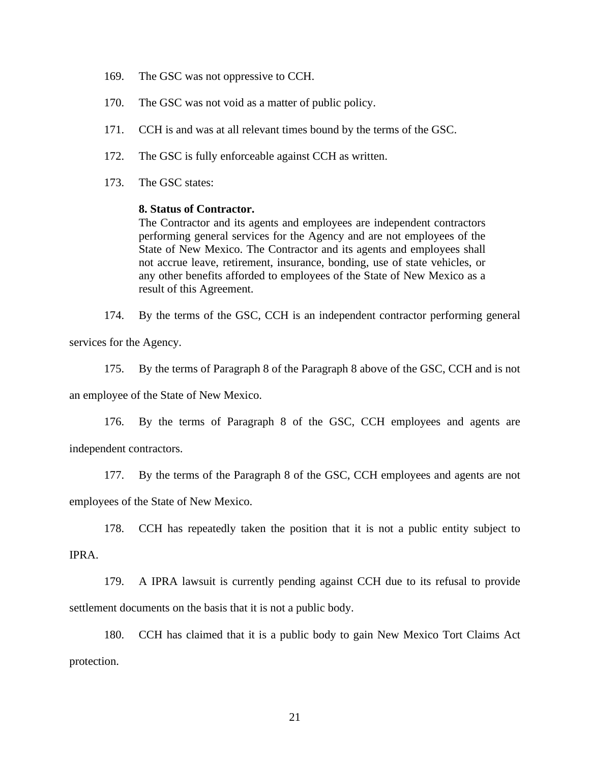169. The GSC was not oppressive to CCH.

170. The GSC was not void as a matter of public policy.

171. CCH is and was at all relevant times bound by the terms of the GSC.

172. The GSC is fully enforceable against CCH as written.

173. The GSC states:

> **8. Status of Contractor.**
> The Contractor and its agents and employees are independent contractors performing general services for the Agency and are not employees of the State of New Mexico. The Contractor and its agents and employees shall not accrue leave, retirement, insurance, bonding, use of state vehicles, or any other benefits afforded to employees of the State of New Mexico as a result of this Agreement.

174. By the terms of the GSC, CCH is an independent contractor performing general services for the Agency.

175. By the terms of Paragraph 8 of the Paragraph 8 above of the GSC, CCH and is not an employee of the State of New Mexico.

176. By the terms of Paragraph 8 of the GSC, CCH employees and agents are independent contractors.

177. By the terms of the Paragraph 8 of the GSC, CCH employees and agents are not employees of the State of New Mexico.

178. CCH has repeatedly taken the position that it is not a public entity subject to IPRA.

179. A IPRA lawsuit is currently pending against CCH due to its refusal to provide settlement documents on the basis that it is not a public body.

180. CCH has claimed that it is a public body to gain New Mexico Tort Claims Act protection.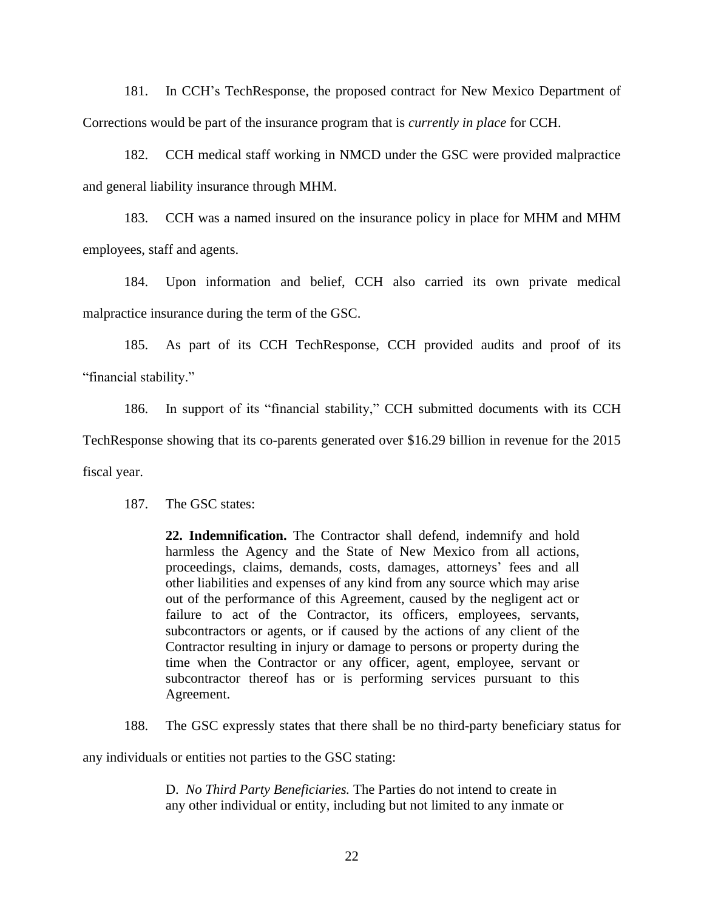181. In CCH's TechResponse, the proposed contract for New Mexico Department of Corrections would be part of the insurance program that is *currently in place* for CCH.

182. CCH medical staff working in NMCD under the GSC were provided malpractice and general liability insurance through MHM.

183. CCH was a named insured on the insurance policy in place for MHM and MHM employees, staff and agents.

184. Upon information and belief, CCH also carried its own private medical malpractice insurance during the term of the GSC.

185. As part of its CCH TechResponse, CCH provided audits and proof of its "financial stability."

186. In support of its "financial stability," CCH submitted documents with its CCH TechResponse showing that its co-parents generated over $16.29 billion in revenue for the 2015 fiscal year.

187. The GSC states:

> **22. Indemnification.** The Contractor shall defend, indemnify and hold harmless the Agency and the State of New Mexico from all actions, proceedings, claims, demands, costs, damages, attorneys' fees and all other liabilities and expenses of any kind from any source which may arise out of the performance of this Agreement, caused by the negligent act or failure to act of the Contractor, its officers, employees, servants, subcontractors or agents, or if caused by the actions of any client of the Contractor resulting in injury or damage to persons or property during the time when the Contractor or any officer, agent, employee, servant or subcontractor thereof has or is performing services pursuant to this Agreement.

188. The GSC expressly states that there shall be no third-party beneficiary status for any individuals or entities not parties to the GSC stating:

> D. *No Third Party Beneficiaries.* The Parties do not intend to create in any other individual or entity, including but not limited to any inmate or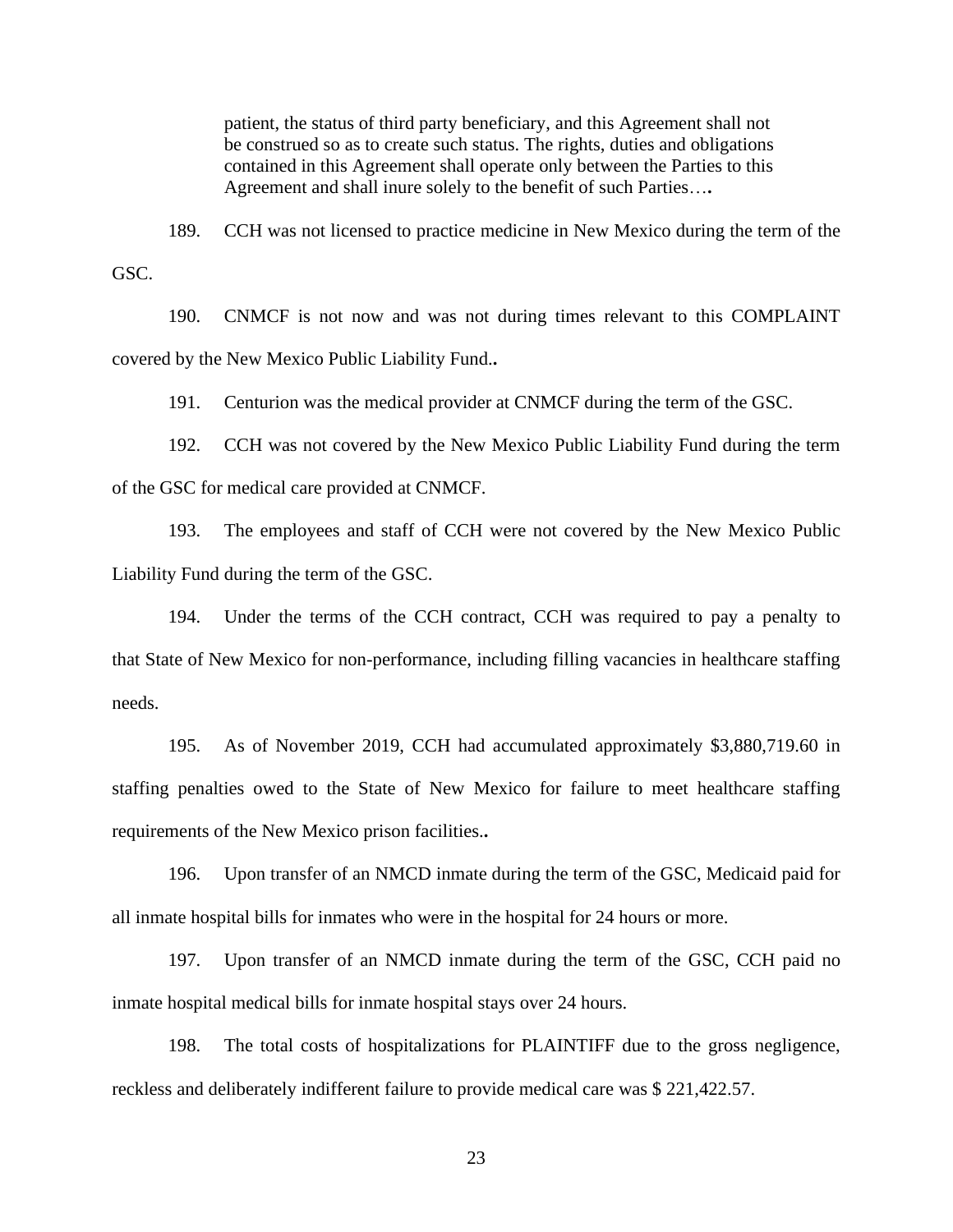> patient, the status of third party beneficiary, and this Agreement shall not be construed so as to create such status. The rights, duties and obligations contained in this Agreement shall operate only between the Parties to this Agreement and shall inure solely to the benefit of such Parties….

189. CCH was not licensed to practice medicine in New Mexico during the term of the GSC.

190. CNMCF is not now and was not during times relevant to this COMPLAINT covered by the New Mexico Public Liability Fund..

191. Centurion was the medical provider at CNMCF during the term of the GSC.

192. CCH was not covered by the New Mexico Public Liability Fund during the term of the GSC for medical care provided at CNMCF.

193. The employees and staff of CCH were not covered by the New Mexico Public Liability Fund during the term of the GSC.

194. Under the terms of the CCH contract, CCH was required to pay a penalty to that State of New Mexico for non-performance, including filling vacancies in healthcare staffing needs.

195. As of November 2019, CCH had accumulated approximately $3,880,719.60 in staffing penalties owed to the State of New Mexico for failure to meet healthcare staffing requirements of the New Mexico prison facilities..

196. Upon transfer of an NMCD inmate during the term of the GSC, Medicaid paid for all inmate hospital bills for inmates who were in the hospital for 24 hours or more.

197. Upon transfer of an NMCD inmate during the term of the GSC, CCH paid no inmate hospital medical bills for inmate hospital stays over 24 hours.

198. The total costs of hospitalizations for PLAINTIFF due to the gross negligence, reckless and deliberately indifferent failure to provide medical care was $ 221,422.57.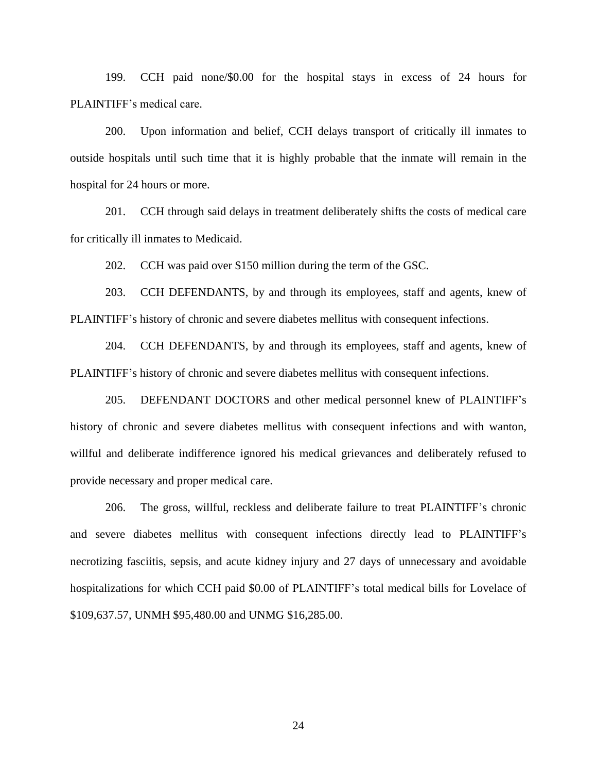199. CCH paid none/$0.00 for the hospital stays in excess of 24 hours for PLAINTIFF's medical care.

200. Upon information and belief, CCH delays transport of critically ill inmates to outside hospitals until such time that it is highly probable that the inmate will remain in the hospital for 24 hours or more.

201. CCH through said delays in treatment deliberately shifts the costs of medical care for critically ill inmates to Medicaid.

202. CCH was paid over $150 million during the term of the GSC.

203. CCH DEFENDANTS, by and through its employees, staff and agents, knew of PLAINTIFF's history of chronic and severe diabetes mellitus with consequent infections.

204. CCH DEFENDANTS, by and through its employees, staff and agents, knew of PLAINTIFF's history of chronic and severe diabetes mellitus with consequent infections.

205. DEFENDANT DOCTORS and other medical personnel knew of PLAINTIFF's history of chronic and severe diabetes mellitus with consequent infections and with wanton, willful and deliberate indifference ignored his medical grievances and deliberately refused to provide necessary and proper medical care.

206. The gross, willful, reckless and deliberate failure to treat PLAINTIFF's chronic and severe diabetes mellitus with consequent infections directly lead to PLAINTIFF's necrotizing fasciitis, sepsis, and acute kidney injury and 27 days of unnecessary and avoidable hospitalizations for which CCH paid $0.00 of PLAINTIFF's total medical bills for Lovelace of $109,637.57, UNMH $95,480.00 and UNMG $16,285.00.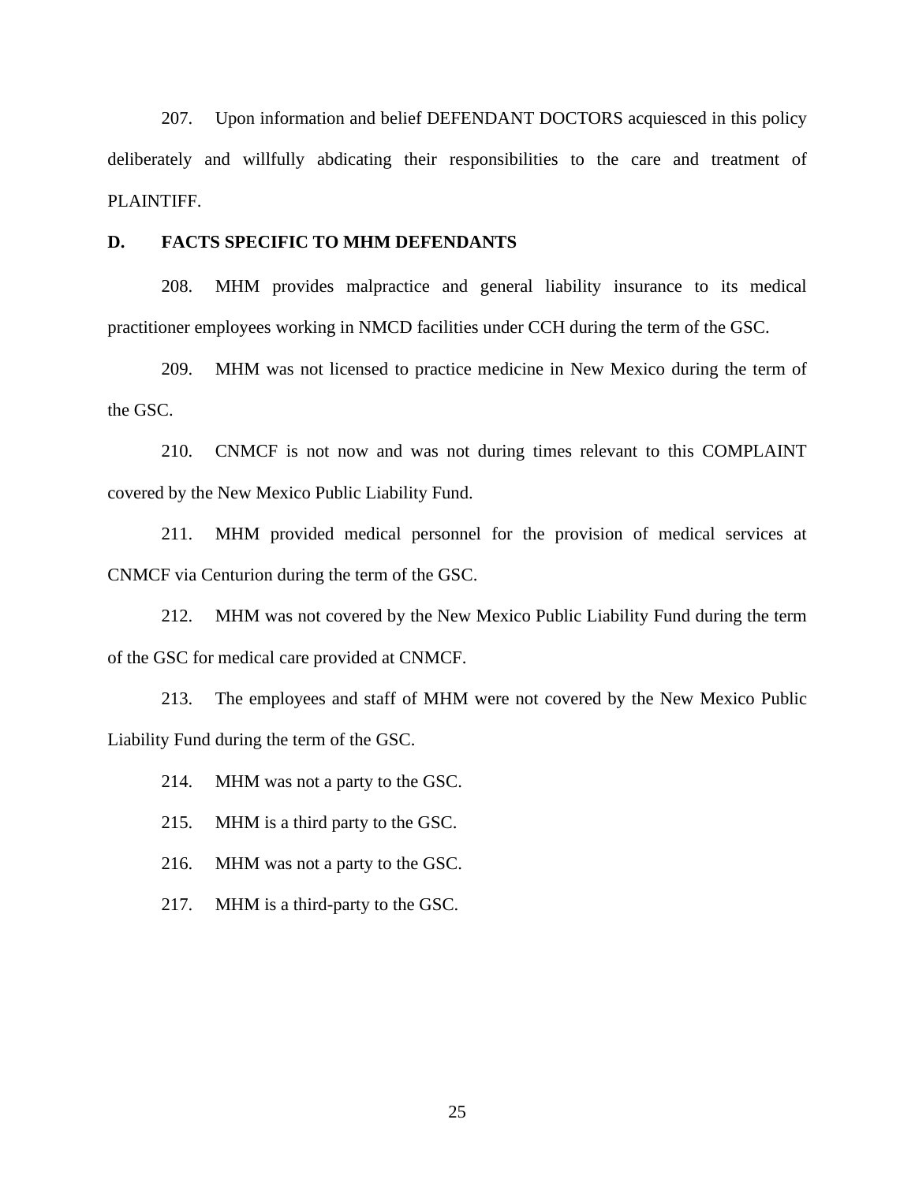207. Upon information and belief DEFENDANT DOCTORS acquiesced in this policy deliberately and willfully abdicating their responsibilities to the care and treatment of PLAINTIFF.

**D. FACTS SPECIFIC TO MHM DEFENDANTS**

208. MHM provides malpractice and general liability insurance to its medical practitioner employees working in NMCD facilities under CCH during the term of the GSC.

209. MHM was not licensed to practice medicine in New Mexico during the term of the GSC.

210. CNMCF is not now and was not during times relevant to this COMPLAINT covered by the New Mexico Public Liability Fund.

211. MHM provided medical personnel for the provision of medical services at CNMCF via Centurion during the term of the GSC.

212. MHM was not covered by the New Mexico Public Liability Fund during the term of the GSC for medical care provided at CNMCF.

213. The employees and staff of MHM were not covered by the New Mexico Public Liability Fund during the term of the GSC.

214. MHM was not a party to the GSC.

215. MHM is a third party to the GSC.

216. MHM was not a party to the GSC.

217. MHM is a third-party to the GSC.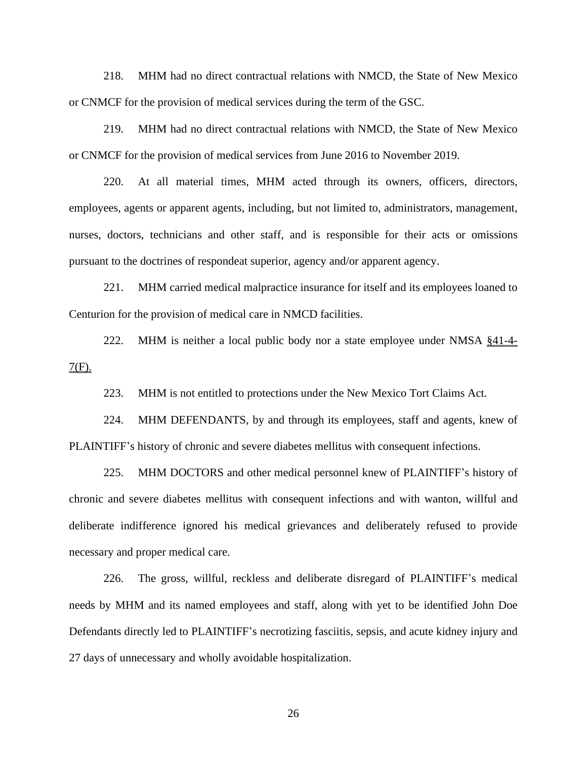218. MHM had no direct contractual relations with NMCD, the State of New Mexico or CNMCF for the provision of medical services during the term of the GSC.

219. MHM had no direct contractual relations with NMCD, the State of New Mexico or CNMCF for the provision of medical services from June 2016 to November 2019.

220. At all material times, MHM acted through its owners, officers, directors, employees, agents or apparent agents, including, but not limited to, administrators, management, nurses, doctors, technicians and other staff, and is responsible for their acts or omissions pursuant to the doctrines of respondeat superior, agency and/or apparent agency.

221. MHM carried medical malpractice insurance for itself and its employees loaned to Centurion for the provision of medical care in NMCD facilities.

222. MHM is neither a local public body nor a state employee under NMSA §41-4-7(F).

223. MHM is not entitled to protections under the New Mexico Tort Claims Act.

224. MHM DEFENDANTS, by and through its employees, staff and agents, knew of PLAINTIFF's history of chronic and severe diabetes mellitus with consequent infections.

225. MHM DOCTORS and other medical personnel knew of PLAINTIFF's history of chronic and severe diabetes mellitus with consequent infections and with wanton, willful and deliberate indifference ignored his medical grievances and deliberately refused to provide necessary and proper medical care.

226. The gross, willful, reckless and deliberate disregard of PLAINTIFF's medical needs by MHM and its named employees and staff, along with yet to be identified John Doe Defendants directly led to PLAINTIFF's necrotizing fasciitis, sepsis, and acute kidney injury and 27 days of unnecessary and wholly avoidable hospitalization.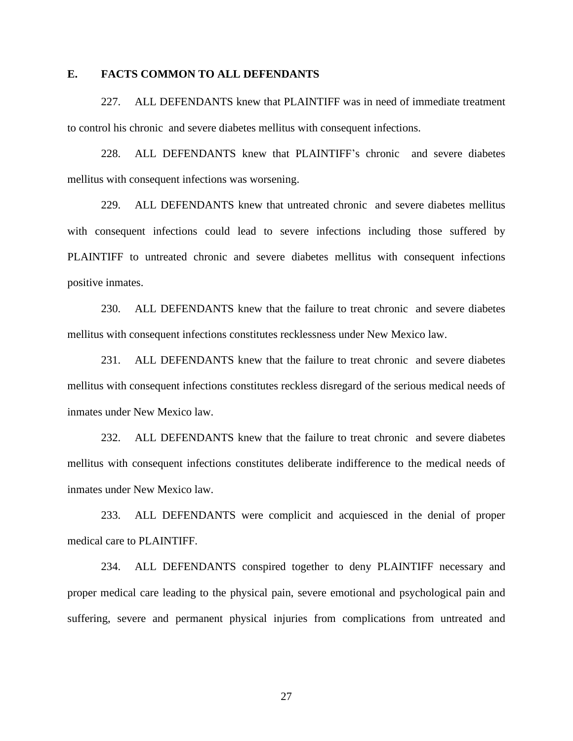## E. FACTS COMMON TO ALL DEFENDANTS

227. ALL DEFENDANTS knew that PLAINTIFF was in need of immediate treatment to control his chronic and severe diabetes mellitus with consequent infections.

228. ALL DEFENDANTS knew that PLAINTIFF's chronic and severe diabetes mellitus with consequent infections was worsening.

229. ALL DEFENDANTS knew that untreated chronic and severe diabetes mellitus with consequent infections could lead to severe infections including those suffered by PLAINTIFF to untreated chronic and severe diabetes mellitus with consequent infections positive inmates.

230. ALL DEFENDANTS knew that the failure to treat chronic and severe diabetes mellitus with consequent infections constitutes recklessness under New Mexico law.

231. ALL DEFENDANTS knew that the failure to treat chronic and severe diabetes mellitus with consequent infections constitutes reckless disregard of the serious medical needs of inmates under New Mexico law.

232. ALL DEFENDANTS knew that the failure to treat chronic and severe diabetes mellitus with consequent infections constitutes deliberate indifference to the medical needs of inmates under New Mexico law.

233. ALL DEFENDANTS were complicit and acquiesced in the denial of proper medical care to PLAINTIFF.

234. ALL DEFENDANTS conspired together to deny PLAINTIFF necessary and proper medical care leading to the physical pain, severe emotional and psychological pain and suffering, severe and permanent physical injuries from complications from untreated and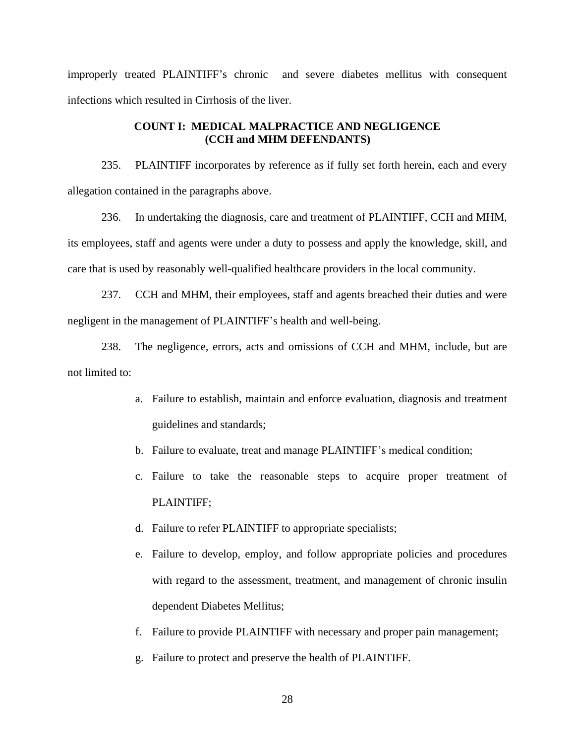improperly treated PLAINTIFF's chronic and severe diabetes mellitus with consequent infections which resulted in Cirrhosis of the liver.

## COUNT I: MEDICAL MALPRACTICE AND NEGLIGENCE (CCH and MHM DEFENDANTS)

235. PLAINTIFF incorporates by reference as if fully set forth herein, each and every allegation contained in the paragraphs above.

236. In undertaking the diagnosis, care and treatment of PLAINTIFF, CCH and MHM, its employees, staff and agents were under a duty to possess and apply the knowledge, skill, and care that is used by reasonably well-qualified healthcare providers in the local community.

237. CCH and MHM, their employees, staff and agents breached their duties and were negligent in the management of PLAINTIFF's health and well-being.

238. The negligence, errors, acts and omissions of CCH and MHM, include, but are not limited to:

a. Failure to establish, maintain and enforce evaluation, diagnosis and treatment guidelines and standards;

b. Failure to evaluate, treat and manage PLAINTIFF's medical condition;

c. Failure to take the reasonable steps to acquire proper treatment of PLAINTIFF;

d. Failure to refer PLAINTIFF to appropriate specialists;

e. Failure to develop, employ, and follow appropriate policies and procedures with regard to the assessment, treatment, and management of chronic insulin dependent Diabetes Mellitus;

f. Failure to provide PLAINTIFF with necessary and proper pain management;

g. Failure to protect and preserve the health of PLAINTIFF.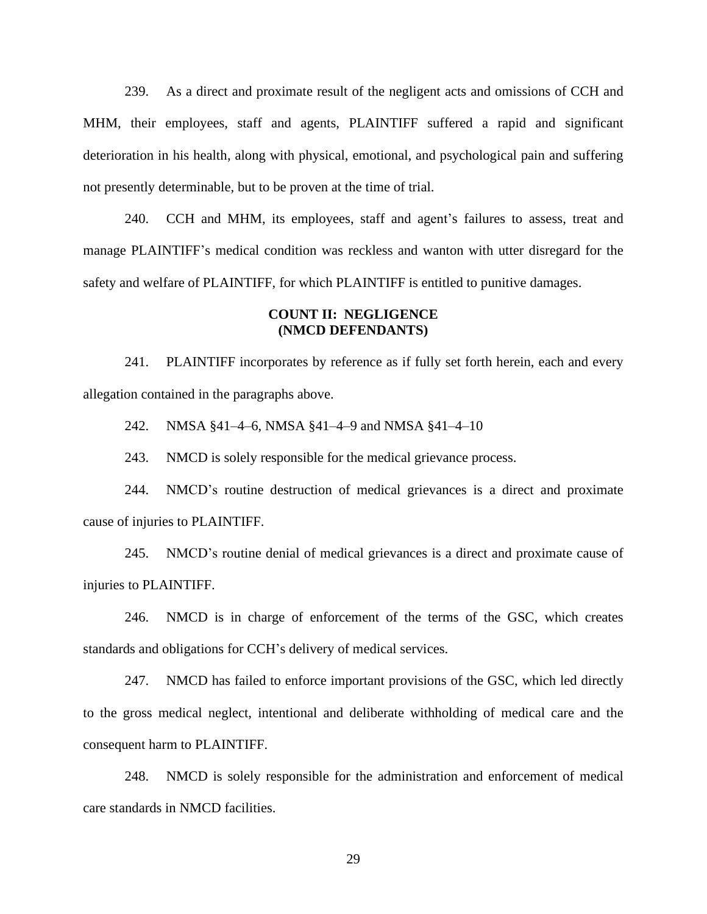239. As a direct and proximate result of the negligent acts and omissions of CCH and MHM, their employees, staff and agents, PLAINTIFF suffered a rapid and significant deterioration in his health, along with physical, emotional, and psychological pain and suffering not presently determinable, but to be proven at the time of trial.

240. CCH and MHM, its employees, staff and agent's failures to assess, treat and manage PLAINTIFF's medical condition was reckless and wanton with utter disregard for the safety and welfare of PLAINTIFF, for which PLAINTIFF is entitled to punitive damages.

**COUNT II: NEGLIGENCE**
**(NMCD DEFENDANTS)**

241. PLAINTIFF incorporates by reference as if fully set forth herein, each and every allegation contained in the paragraphs above.

242. NMSA §41–4–6, NMSA §41–4–9 and NMSA §41–4–10

243. NMCD is solely responsible for the medical grievance process.

244. NMCD's routine destruction of medical grievances is a direct and proximate cause of injuries to PLAINTIFF.

245. NMCD's routine denial of medical grievances is a direct and proximate cause of injuries to PLAINTIFF.

246. NMCD is in charge of enforcement of the terms of the GSC, which creates standards and obligations for CCH's delivery of medical services.

247. NMCD has failed to enforce important provisions of the GSC, which led directly to the gross medical neglect, intentional and deliberate withholding of medical care and the consequent harm to PLAINTIFF.

248. NMCD is solely responsible for the administration and enforcement of medical care standards in NMCD facilities.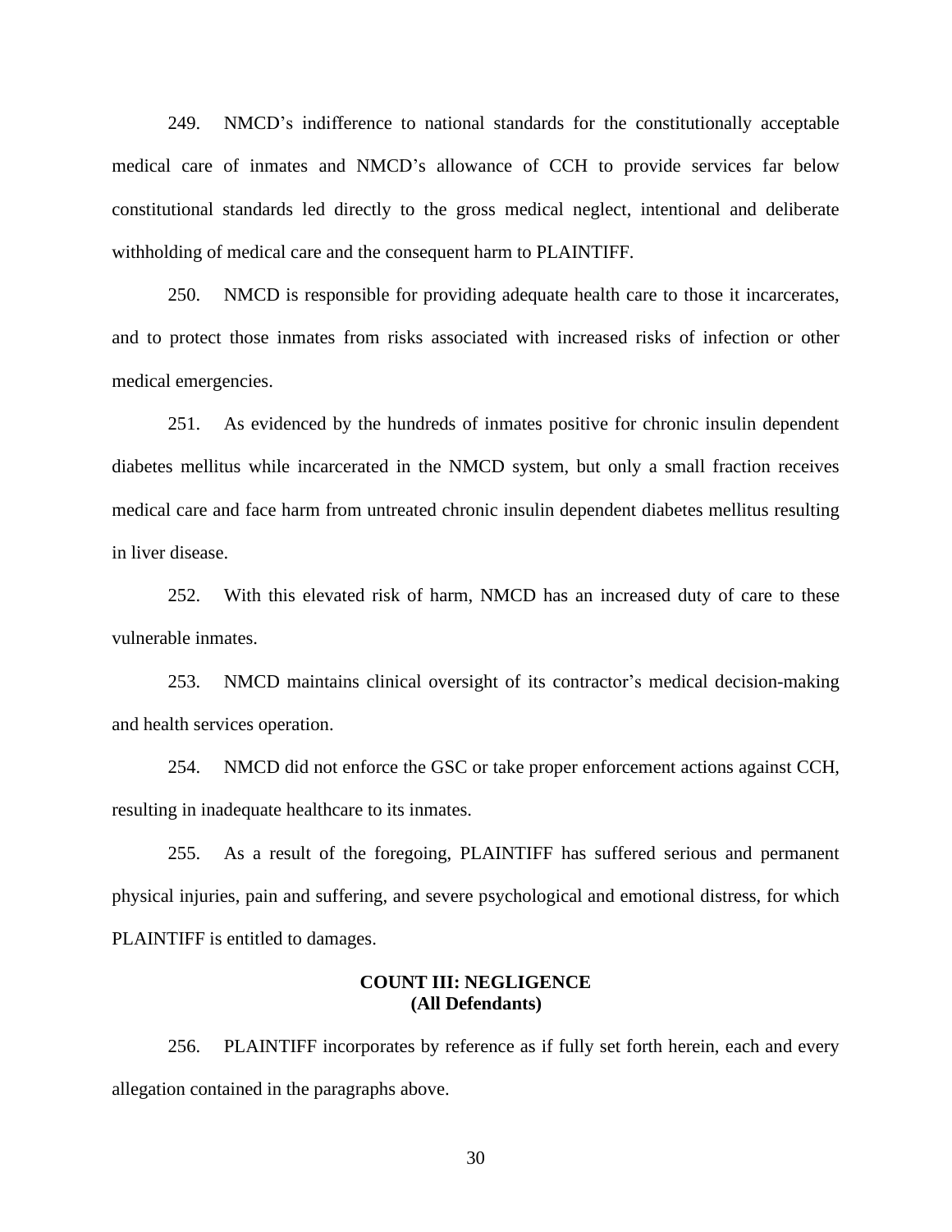249. NMCD's indifference to national standards for the constitutionally acceptable medical care of inmates and NMCD's allowance of CCH to provide services far below constitutional standards led directly to the gross medical neglect, intentional and deliberate withholding of medical care and the consequent harm to PLAINTIFF.

250. NMCD is responsible for providing adequate health care to those it incarcerates, and to protect those inmates from risks associated with increased risks of infection or other medical emergencies.

251. As evidenced by the hundreds of inmates positive for chronic insulin dependent diabetes mellitus while incarcerated in the NMCD system, but only a small fraction receives medical care and face harm from untreated chronic insulin dependent diabetes mellitus resulting in liver disease.

252. With this elevated risk of harm, NMCD has an increased duty of care to these vulnerable inmates.

253. NMCD maintains clinical oversight of its contractor's medical decision-making and health services operation.

254. NMCD did not enforce the GSC or take proper enforcement actions against CCH, resulting in inadequate healthcare to its inmates.

255. As a result of the foregoing, PLAINTIFF has suffered serious and permanent physical injuries, pain and suffering, and severe psychological and emotional distress, for which PLAINTIFF is entitled to damages.

**COUNT III: NEGLIGENCE**
**(All Defendants)**

256. PLAINTIFF incorporates by reference as if fully set forth herein, each and every allegation contained in the paragraphs above.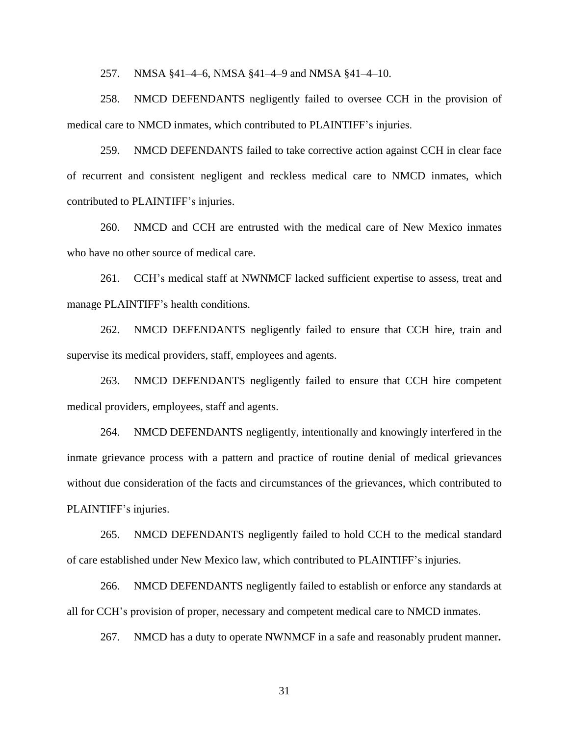257. NMSA §41–4–6, NMSA §41–4–9 and NMSA §41–4–10.

258. NMCD DEFENDANTS negligently failed to oversee CCH in the provision of medical care to NMCD inmates, which contributed to PLAINTIFF's injuries.

259. NMCD DEFENDANTS failed to take corrective action against CCH in clear face of recurrent and consistent negligent and reckless medical care to NMCD inmates, which contributed to PLAINTIFF's injuries.

260. NMCD and CCH are entrusted with the medical care of New Mexico inmates who have no other source of medical care.

261. CCH's medical staff at NWNMCF lacked sufficient expertise to assess, treat and manage PLAINTIFF's health conditions.

262. NMCD DEFENDANTS negligently failed to ensure that CCH hire, train and supervise its medical providers, staff, employees and agents.

263. NMCD DEFENDANTS negligently failed to ensure that CCH hire competent medical providers, employees, staff and agents.

264. NMCD DEFENDANTS negligently, intentionally and knowingly interfered in the inmate grievance process with a pattern and practice of routine denial of medical grievances without due consideration of the facts and circumstances of the grievances, which contributed to PLAINTIFF's injuries.

265. NMCD DEFENDANTS negligently failed to hold CCH to the medical standard of care established under New Mexico law, which contributed to PLAINTIFF's injuries.

266. NMCD DEFENDANTS negligently failed to establish or enforce any standards at all for CCH's provision of proper, necessary and competent medical care to NMCD inmates.

267. NMCD has a duty to operate NWNMCF in a safe and reasonably prudent manner.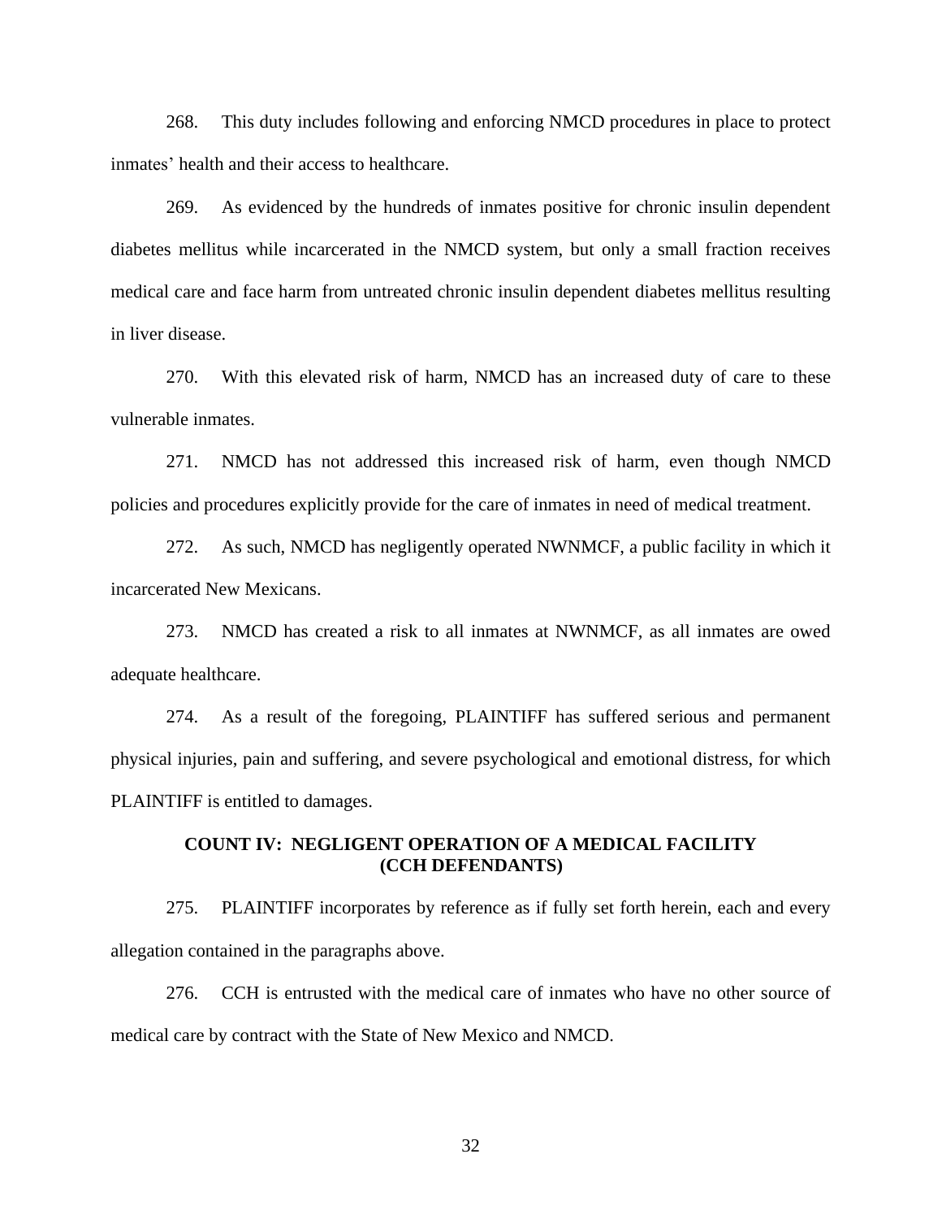268. This duty includes following and enforcing NMCD procedures in place to protect inmates' health and their access to healthcare.

269. As evidenced by the hundreds of inmates positive for chronic insulin dependent diabetes mellitus while incarcerated in the NMCD system, but only a small fraction receives medical care and face harm from untreated chronic insulin dependent diabetes mellitus resulting in liver disease.

270. With this elevated risk of harm, NMCD has an increased duty of care to these vulnerable inmates.

271. NMCD has not addressed this increased risk of harm, even though NMCD policies and procedures explicitly provide for the care of inmates in need of medical treatment.

272. As such, NMCD has negligently operated NWNMCF, a public facility in which it incarcerated New Mexicans.

273. NMCD has created a risk to all inmates at NWNMCF, as all inmates are owed adequate healthcare.

274. As a result of the foregoing, PLAINTIFF has suffered serious and permanent physical injuries, pain and suffering, and severe psychological and emotional distress, for which PLAINTIFF is entitled to damages.

## COUNT IV: NEGLIGENT OPERATION OF A MEDICAL FACILITY (CCH DEFENDANTS)

275. PLAINTIFF incorporates by reference as if fully set forth herein, each and every allegation contained in the paragraphs above.

276. CCH is entrusted with the medical care of inmates who have no other source of medical care by contract with the State of New Mexico and NMCD.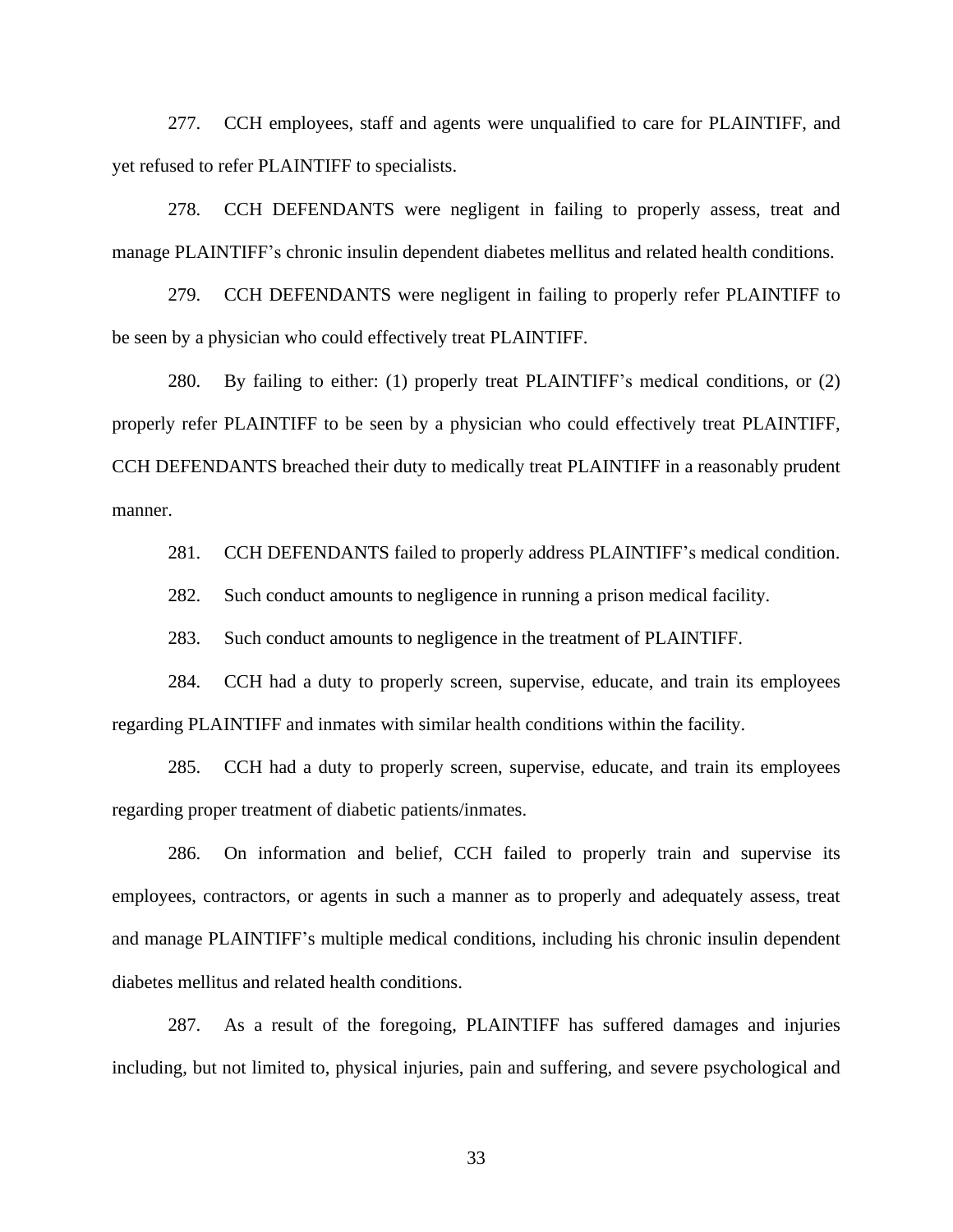277. CCH employees, staff and agents were unqualified to care for PLAINTIFF, and yet refused to refer PLAINTIFF to specialists.

278. CCH DEFENDANTS were negligent in failing to properly assess, treat and manage PLAINTIFF's chronic insulin dependent diabetes mellitus and related health conditions.

279. CCH DEFENDANTS were negligent in failing to properly refer PLAINTIFF to be seen by a physician who could effectively treat PLAINTIFF.

280. By failing to either: (1) properly treat PLAINTIFF's medical conditions, or (2) properly refer PLAINTIFF to be seen by a physician who could effectively treat PLAINTIFF, CCH DEFENDANTS breached their duty to medically treat PLAINTIFF in a reasonably prudent manner.

281. CCH DEFENDANTS failed to properly address PLAINTIFF's medical condition.

282. Such conduct amounts to negligence in running a prison medical facility.

283. Such conduct amounts to negligence in the treatment of PLAINTIFF.

284. CCH had a duty to properly screen, supervise, educate, and train its employees regarding PLAINTIFF and inmates with similar health conditions within the facility.

285. CCH had a duty to properly screen, supervise, educate, and train its employees regarding proper treatment of diabetic patients/inmates.

286. On information and belief, CCH failed to properly train and supervise its employees, contractors, or agents in such a manner as to properly and adequately assess, treat and manage PLAINTIFF's multiple medical conditions, including his chronic insulin dependent diabetes mellitus and related health conditions.

287. As a result of the foregoing, PLAINTIFF has suffered damages and injuries including, but not limited to, physical injuries, pain and suffering, and severe psychological and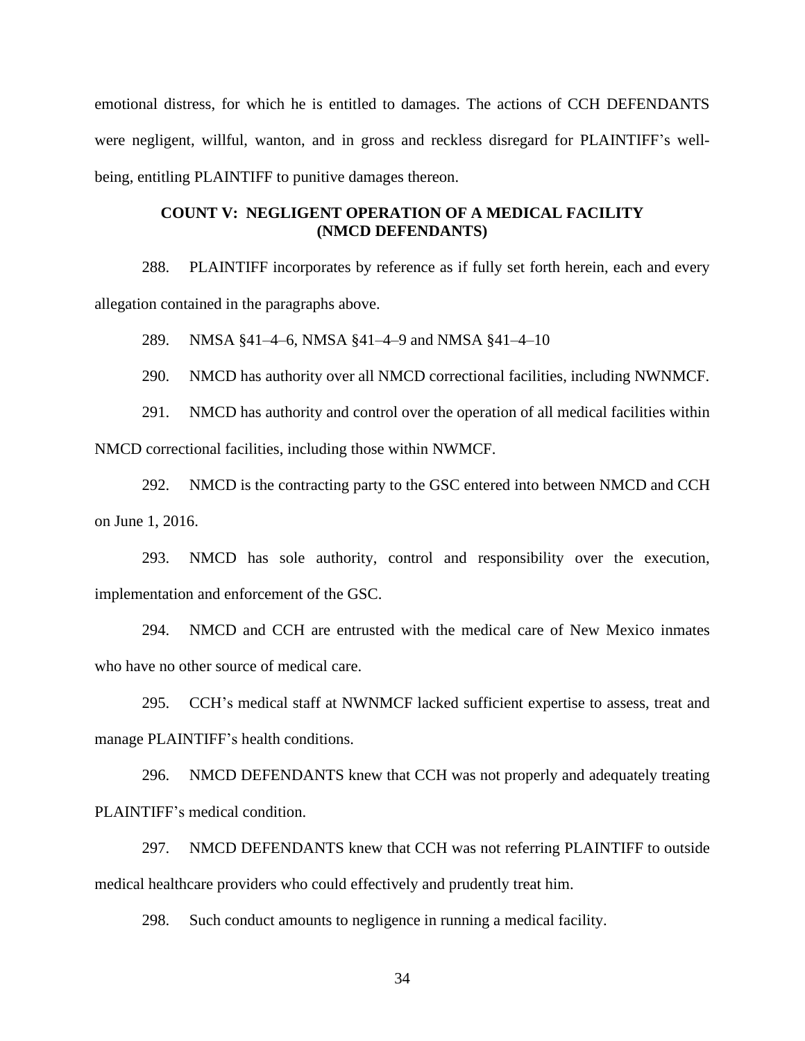emotional distress, for which he is entitled to damages. The actions of CCH DEFENDANTS were negligent, willful, wanton, and in gross and reckless disregard for PLAINTIFF's well-being, entitling PLAINTIFF to punitive damages thereon.

**COUNT V: NEGLIGENT OPERATION OF A MEDICAL FACILITY (NMCD DEFENDANTS)**

288. PLAINTIFF incorporates by reference as if fully set forth herein, each and every allegation contained in the paragraphs above.

289. NMSA §41–4–6, NMSA §41–4–9 and NMSA §41–4–10

290. NMCD has authority over all NMCD correctional facilities, including NWNMCF.

291. NMCD has authority and control over the operation of all medical facilities within NMCD correctional facilities, including those within NWMCF.

292. NMCD is the contracting party to the GSC entered into between NMCD and CCH on June 1, 2016.

293. NMCD has sole authority, control and responsibility over the execution, implementation and enforcement of the GSC.

294. NMCD and CCH are entrusted with the medical care of New Mexico inmates who have no other source of medical care.

295. CCH's medical staff at NWNMCF lacked sufficient expertise to assess, treat and manage PLAINTIFF's health conditions.

296. NMCD DEFENDANTS knew that CCH was not properly and adequately treating PLAINTIFF's medical condition.

297. NMCD DEFENDANTS knew that CCH was not referring PLAINTIFF to outside medical healthcare providers who could effectively and prudently treat him.

298. Such conduct amounts to negligence in running a medical facility.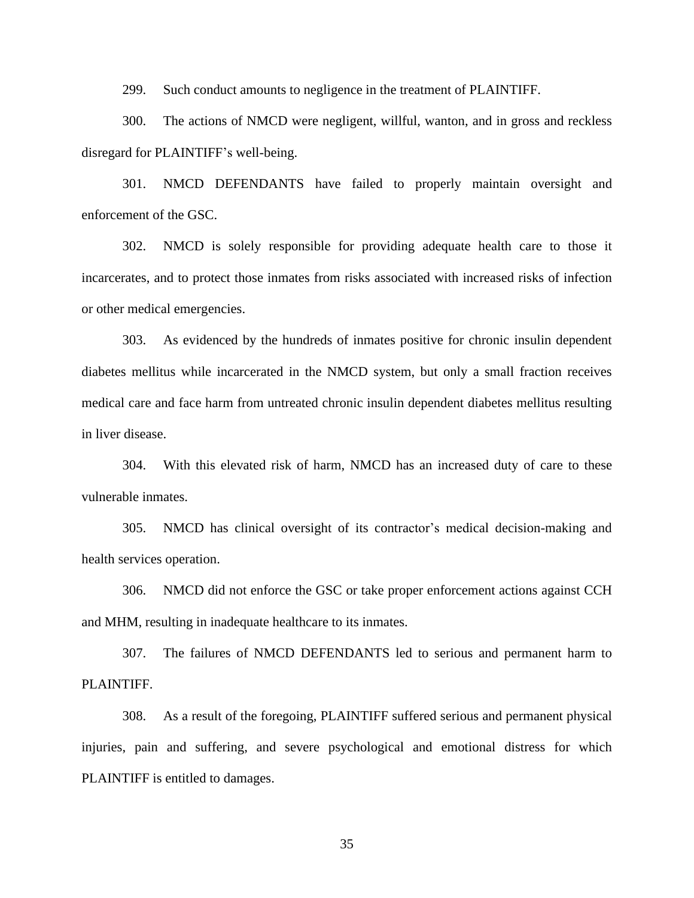299. Such conduct amounts to negligence in the treatment of PLAINTIFF.

300. The actions of NMCD were negligent, willful, wanton, and in gross and reckless disregard for PLAINTIFF's well-being.

301. NMCD DEFENDANTS have failed to properly maintain oversight and enforcement of the GSC.

302. NMCD is solely responsible for providing adequate health care to those it incarcerates, and to protect those inmates from risks associated with increased risks of infection or other medical emergencies.

303. As evidenced by the hundreds of inmates positive for chronic insulin dependent diabetes mellitus while incarcerated in the NMCD system, but only a small fraction receives medical care and face harm from untreated chronic insulin dependent diabetes mellitus resulting in liver disease.

304. With this elevated risk of harm, NMCD has an increased duty of care to these vulnerable inmates.

305. NMCD has clinical oversight of its contractor's medical decision-making and health services operation.

306. NMCD did not enforce the GSC or take proper enforcement actions against CCH and MHM, resulting in inadequate healthcare to its inmates.

307. The failures of NMCD DEFENDANTS led to serious and permanent harm to PLAINTIFF.

308. As a result of the foregoing, PLAINTIFF suffered serious and permanent physical injuries, pain and suffering, and severe psychological and emotional distress for which PLAINTIFF is entitled to damages.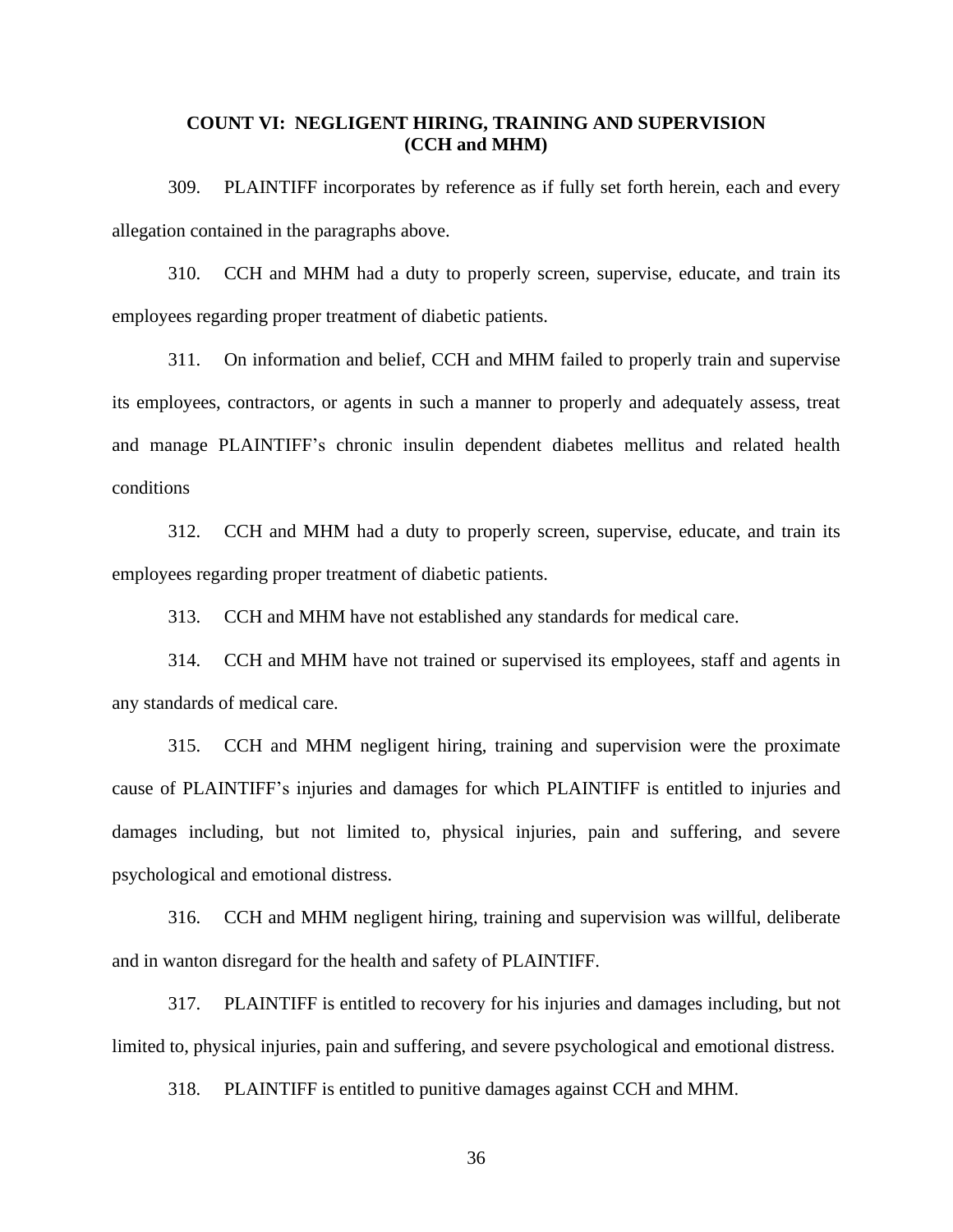**COUNT VI: NEGLIGENT HIRING, TRAINING AND SUPERVISION**
**(CCH and MHM)**

309. PLAINTIFF incorporates by reference as if fully set forth herein, each and every allegation contained in the paragraphs above.

310. CCH and MHM had a duty to properly screen, supervise, educate, and train its employees regarding proper treatment of diabetic patients.

311. On information and belief, CCH and MHM failed to properly train and supervise its employees, contractors, or agents in such a manner to properly and adequately assess, treat and manage PLAINTIFF's chronic insulin dependent diabetes mellitus and related health conditions

312. CCH and MHM had a duty to properly screen, supervise, educate, and train its employees regarding proper treatment of diabetic patients.

313. CCH and MHM have not established any standards for medical care.

314. CCH and MHM have not trained or supervised its employees, staff and agents in any standards of medical care.

315. CCH and MHM negligent hiring, training and supervision were the proximate cause of PLAINTIFF's injuries and damages for which PLAINTIFF is entitled to injuries and damages including, but not limited to, physical injuries, pain and suffering, and severe psychological and emotional distress.

316. CCH and MHM negligent hiring, training and supervision was willful, deliberate and in wanton disregard for the health and safety of PLAINTIFF.

317. PLAINTIFF is entitled to recovery for his injuries and damages including, but not limited to, physical injuries, pain and suffering, and severe psychological and emotional distress.

318. PLAINTIFF is entitled to punitive damages against CCH and MHM.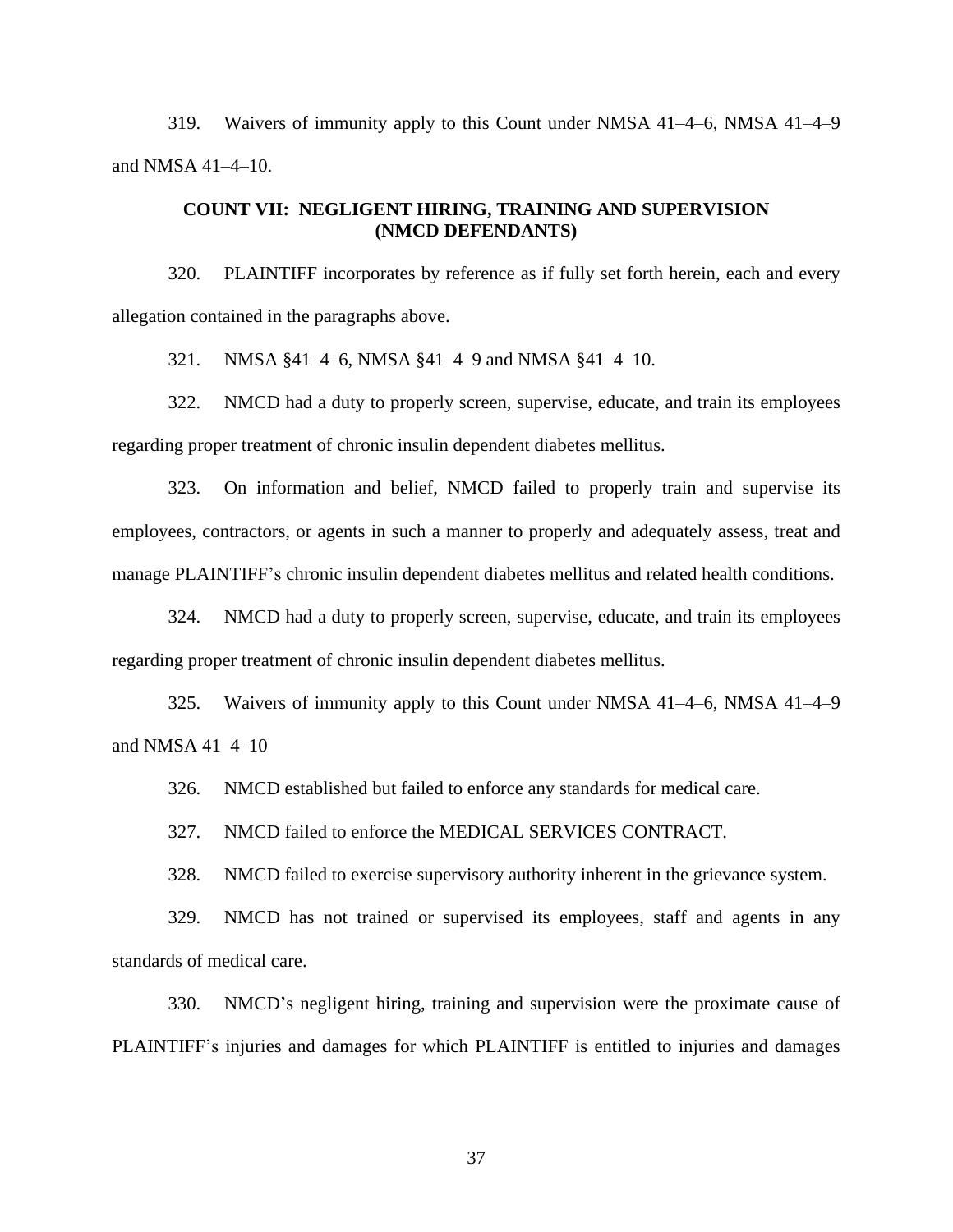319. Waivers of immunity apply to this Count under NMSA 41–4–6, NMSA 41–4–9 and NMSA 41–4–10.

**COUNT VII: NEGLIGENT HIRING, TRAINING AND SUPERVISION (NMCD DEFENDANTS)**

320. PLAINTIFF incorporates by reference as if fully set forth herein, each and every allegation contained in the paragraphs above.

321. NMSA §41–4–6, NMSA §41–4–9 and NMSA §41–4–10.

322. NMCD had a duty to properly screen, supervise, educate, and train its employees regarding proper treatment of chronic insulin dependent diabetes mellitus.

323. On information and belief, NMCD failed to properly train and supervise its employees, contractors, or agents in such a manner to properly and adequately assess, treat and manage PLAINTIFF's chronic insulin dependent diabetes mellitus and related health conditions.

324. NMCD had a duty to properly screen, supervise, educate, and train its employees regarding proper treatment of chronic insulin dependent diabetes mellitus.

325. Waivers of immunity apply to this Count under NMSA 41–4–6, NMSA 41–4–9 and NMSA 41–4–10

326. NMCD established but failed to enforce any standards for medical care.

327. NMCD failed to enforce the MEDICAL SERVICES CONTRACT.

328. NMCD failed to exercise supervisory authority inherent in the grievance system.

329. NMCD has not trained or supervised its employees, staff and agents in any standards of medical care.

330. NMCD's negligent hiring, training and supervision were the proximate cause of PLAINTIFF's injuries and damages for which PLAINTIFF is entitled to injuries and damages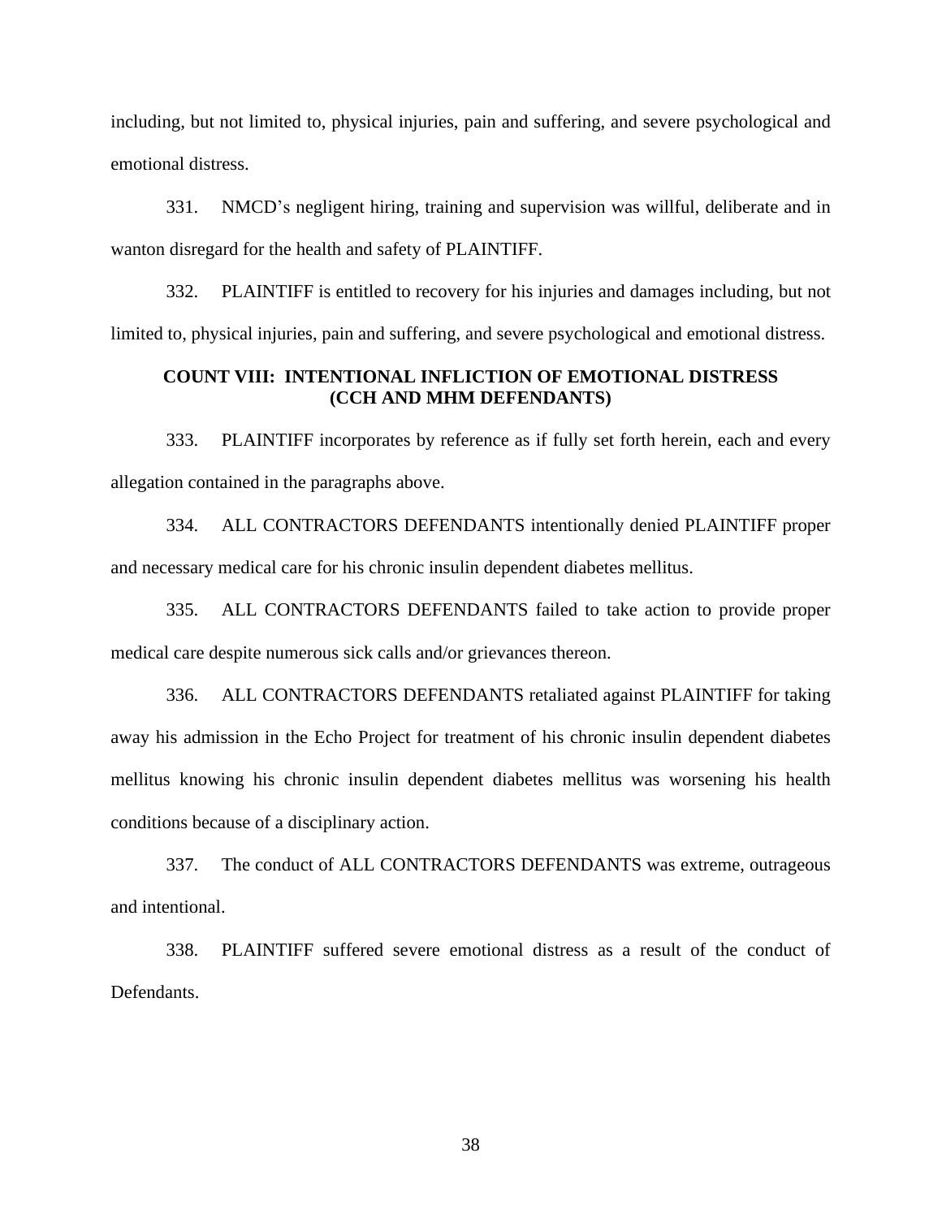including, but not limited to, physical injuries, pain and suffering, and severe psychological and emotional distress.

331. NMCD's negligent hiring, training and supervision was willful, deliberate and in wanton disregard for the health and safety of PLAINTIFF.

332. PLAINTIFF is entitled to recovery for his injuries and damages including, but not limited to, physical injuries, pain and suffering, and severe psychological and emotional distress.

### COUNT VIII: INTENTIONAL INFLICTION OF EMOTIONAL DISTRESS (CCH AND MHM DEFENDANTS)

333. PLAINTIFF incorporates by reference as if fully set forth herein, each and every allegation contained in the paragraphs above.

334. ALL CONTRACTORS DEFENDANTS intentionally denied PLAINTIFF proper and necessary medical care for his chronic insulin dependent diabetes mellitus.

335. ALL CONTRACTORS DEFENDANTS failed to take action to provide proper medical care despite numerous sick calls and/or grievances thereon.

336. ALL CONTRACTORS DEFENDANTS retaliated against PLAINTIFF for taking away his admission in the Echo Project for treatment of his chronic insulin dependent diabetes mellitus knowing his chronic insulin dependent diabetes mellitus was worsening his health conditions because of a disciplinary action.

337. The conduct of ALL CONTRACTORS DEFENDANTS was extreme, outrageous and intentional.

338. PLAINTIFF suffered severe emotional distress as a result of the conduct of Defendants.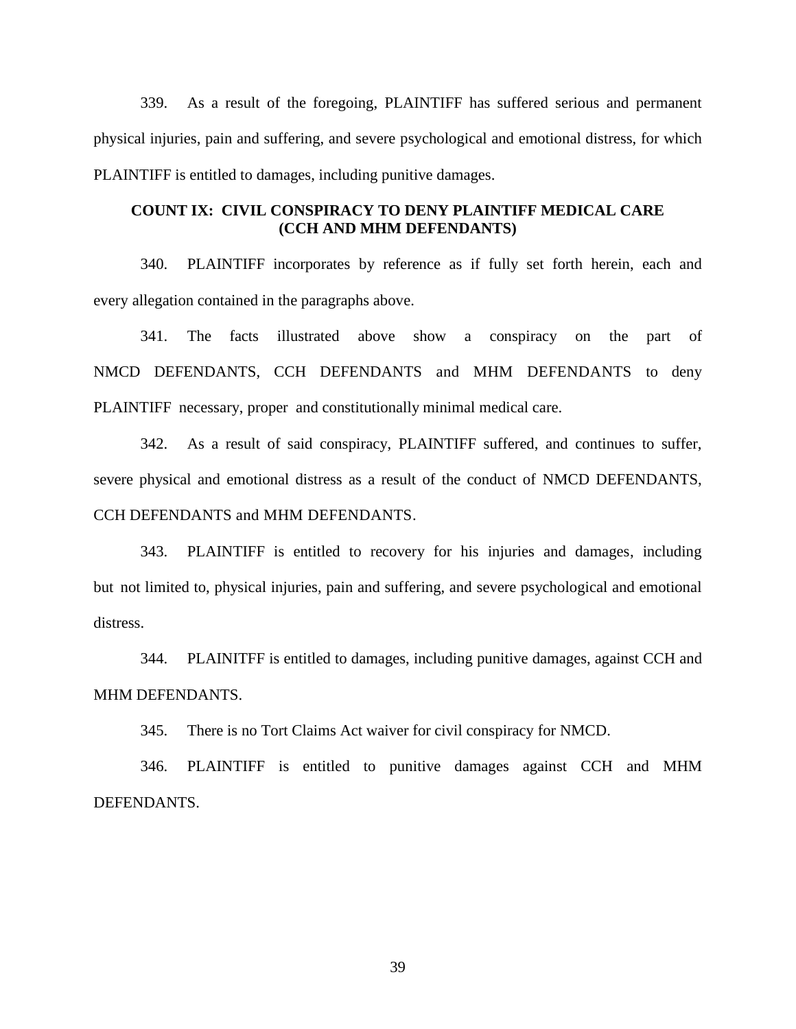339. As a result of the foregoing, PLAINTIFF has suffered serious and permanent physical injuries, pain and suffering, and severe psychological and emotional distress, for which PLAINTIFF is entitled to damages, including punitive damages.

### COUNT IX: CIVIL CONSPIRACY TO DENY PLAINTIFF MEDICAL CARE (CCH AND MHM DEFENDANTS)

340. PLAINTIFF incorporates by reference as if fully set forth herein, each and every allegation contained in the paragraphs above.

341. The facts illustrated above show a conspiracy on the part of NMCD DEFENDANTS, CCH DEFENDANTS and MHM DEFENDANTS to deny PLAINTIFF necessary, proper and constitutionally minimal medical care.

342. As a result of said conspiracy, PLAINTIFF suffered, and continues to suffer, severe physical and emotional distress as a result of the conduct of NMCD DEFENDANTS, CCH DEFENDANTS and MHM DEFENDANTS.

343. PLAINTIFF is entitled to recovery for his injuries and damages, including but not limited to, physical injuries, pain and suffering, and severe psychological and emotional distress.

344. PLAINITFF is entitled to damages, including punitive damages, against CCH and MHM DEFENDANTS.

345. There is no Tort Claims Act waiver for civil conspiracy for NMCD.

346. PLAINTIFF is entitled to punitive damages against CCH and MHM DEFENDANTS.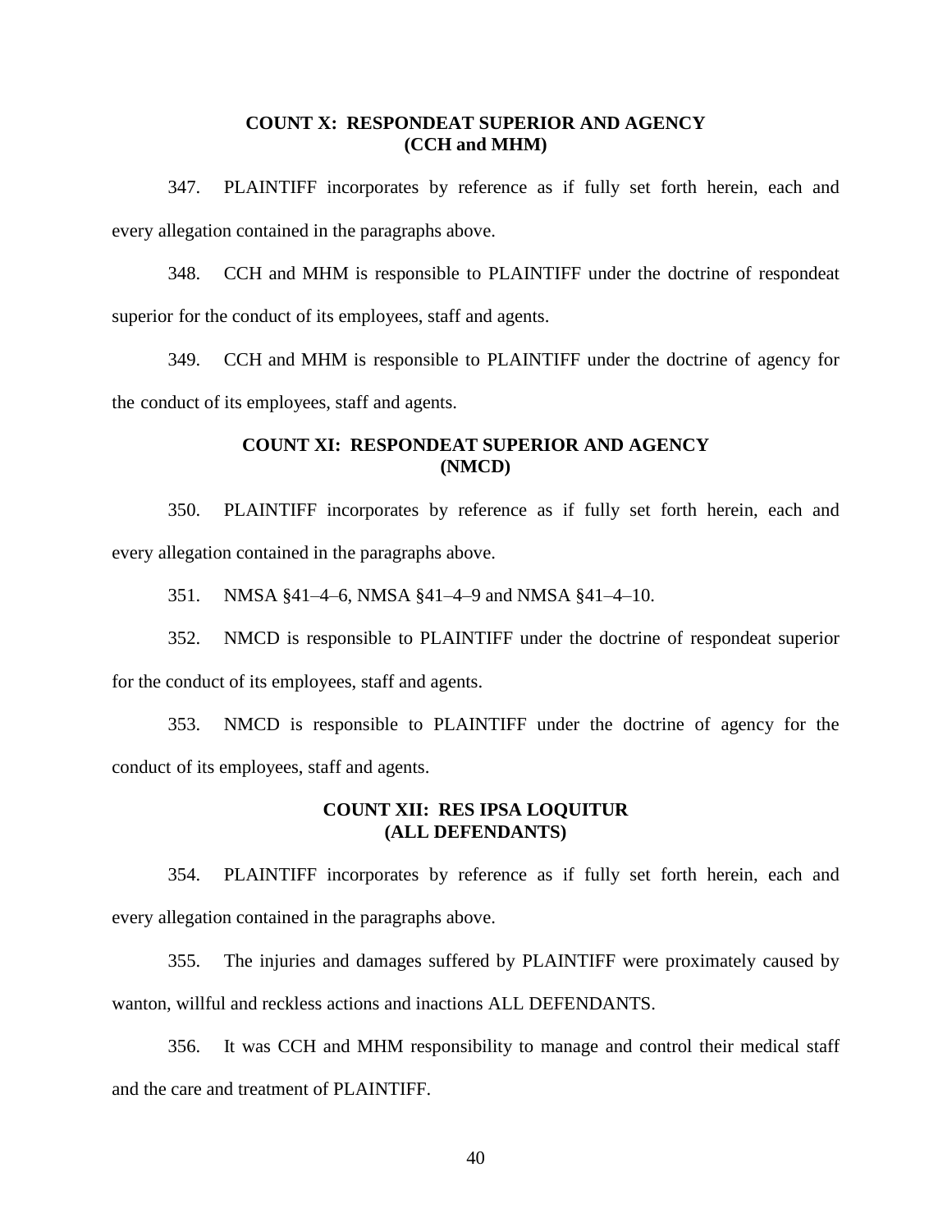**COUNT X: RESPONDEAT SUPERIOR AND AGENCY**
**(CCH and MHM)**

347. PLAINTIFF incorporates by reference as if fully set forth herein, each and every allegation contained in the paragraphs above.

348. CCH and MHM is responsible to PLAINTIFF under the doctrine of respondeat superior for the conduct of its employees, staff and agents.

349. CCH and MHM is responsible to PLAINTIFF under the doctrine of agency for the conduct of its employees, staff and agents.

**COUNT XI: RESPONDEAT SUPERIOR AND AGENCY**
**(NMCD)**

350. PLAINTIFF incorporates by reference as if fully set forth herein, each and every allegation contained in the paragraphs above.

351. NMSA §41–4–6, NMSA §41–4–9 and NMSA §41–4–10.

352. NMCD is responsible to PLAINTIFF under the doctrine of respondeat superior for the conduct of its employees, staff and agents.

353. NMCD is responsible to PLAINTIFF under the doctrine of agency for the conduct of its employees, staff and agents.

**COUNT XII: RES IPSA LOQUITUR**
**(ALL DEFENDANTS)**

354. PLAINTIFF incorporates by reference as if fully set forth herein, each and every allegation contained in the paragraphs above.

355. The injuries and damages suffered by PLAINTIFF were proximately caused by wanton, willful and reckless actions and inactions ALL DEFENDANTS.

356. It was CCH and MHM responsibility to manage and control their medical staff and the care and treatment of PLAINTIFF.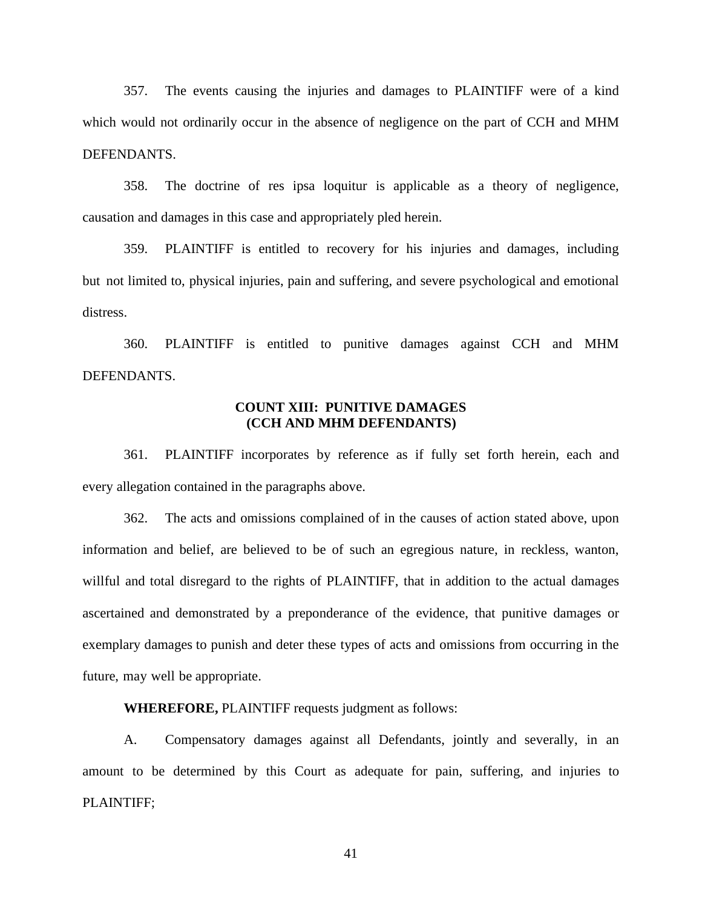357. The events causing the injuries and damages to PLAINTIFF were of a kind which would not ordinarily occur in the absence of negligence on the part of CCH and MHM DEFENDANTS.

358. The doctrine of res ipsa loquitur is applicable as a theory of negligence, causation and damages in this case and appropriately pled herein.

359. PLAINTIFF is entitled to recovery for his injuries and damages, including but not limited to, physical injuries, pain and suffering, and severe psychological and emotional distress.

360. PLAINTIFF is entitled to punitive damages against CCH and MHM DEFENDANTS.

## COUNT XIII: PUNITIVE DAMAGES (CCH AND MHM DEFENDANTS)

361. PLAINTIFF incorporates by reference as if fully set forth herein, each and every allegation contained in the paragraphs above.

362. The acts and omissions complained of in the causes of action stated above, upon information and belief, are believed to be of such an egregious nature, in reckless, wanton, willful and total disregard to the rights of PLAINTIFF, that in addition to the actual damages ascertained and demonstrated by a preponderance of the evidence, that punitive damages or exemplary damages to punish and deter these types of acts and omissions from occurring in the future, may well be appropriate.

**WHEREFORE,** PLAINTIFF requests judgment as follows:

A. Compensatory damages against all Defendants, jointly and severally, in an amount to be determined by this Court as adequate for pain, suffering, and injuries to PLAINTIFF;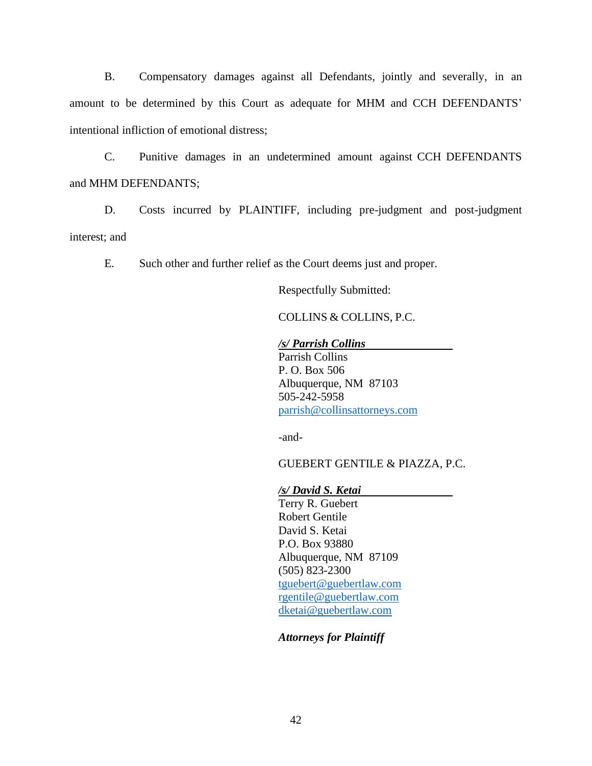B. Compensatory damages against all Defendants, jointly and severally, in an amount to be determined by this Court as adequate for MHM and CCH DEFENDANTS' intentional infliction of emotional distress;

C. Punitive damages in an undetermined amount against CCH DEFENDANTS and MHM DEFENDANTS;

D. Costs incurred by PLAINTIFF, including pre-judgment and post-judgment interest; and

E. Such other and further relief as the Court deems just and proper.

Respectfully Submitted:

COLLINS & COLLINS, P.C.

***/s/ Parrish Collins***
Parrish Collins
P. O. Box 506
Albuquerque, NM 87103
505-242-5958
parrish@collinsattorneys.com

-and-

GUEBERT GENTILE & PIAZZA, P.C.

***/s/ David S. Ketai***
Terry R. Guebert
Robert Gentile
David S. Ketai
P.O. Box 93880
Albuquerque, NM 87109
(505) 823-2300
tguebert@guebertlaw.com
rgentile@guebertlaw.com
dketai@guebertlaw.com

***Attorneys for Plaintiff***